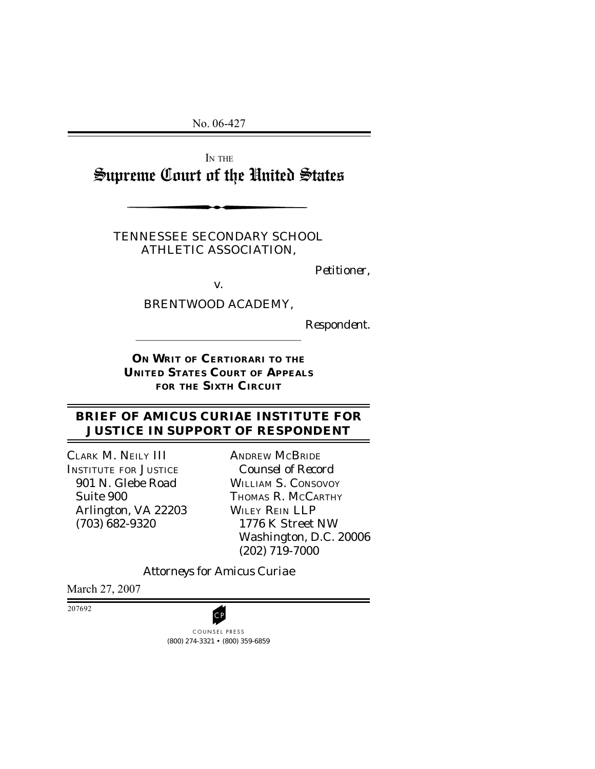No. 06-427

IN THE

# Supreme Court of the United States

TENNESSEE SECONDARY SCHOOL ATHLETIC ASSOCIATION,

*Petitioner,*

v.

BRENTWOOD ACADEMY,

*Respondent.*

**ON WRIT OF CERTIORARI TO THE UNITED STATES COURT OF APPEALS FOR THE SIXTH CIRCUIT**

## BRIEF OF AMICUS CURIAE INSTITUTE FOR JUSTICE IN SUPPORT OF RESPONDENT

CLARK M. NEILY III
INSTITUTE FOR JUSTICE
901 N. Glebe Road
Suite 900
Arlington, VA 22203
(703) 682-9320

ANDREW MCBRIDE
*Counsel of Record*
WILLIAM S. CONSOVOY
THOMAS R. MCCARTHY
WILEY REIN LLP
1776 K Street NW
Washington, D.C. 20006
(202) 719-7000

*Attorneys for Amicus Curiae*

March 27, 2007

207692

COUNSEL PRESS
(800) 274-3321 • (800) 359-6859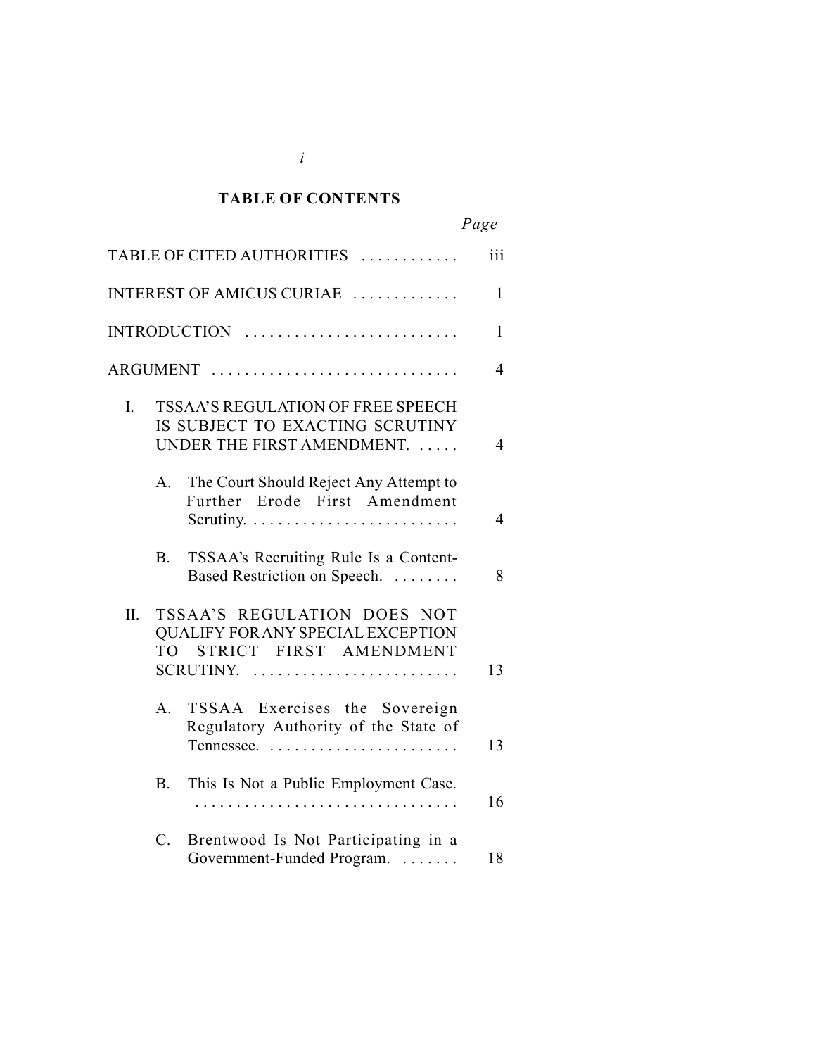## TABLE OF CONTENTS

| | Page |
|---|---|
| TABLE OF CITED AUTHORITIES | iii |
| INTEREST OF AMICUS CURIAE | 1 |
| INTRODUCTION | 1 |
| ARGUMENT | 4 |
| I. TSSAA'S REGULATION OF FREE SPEECH IS SUBJECT TO EXACTING SCRUTINY UNDER THE FIRST AMENDMENT. | 4 |
| A. The Court Should Reject Any Attempt to Further Erode First Amendment Scrutiny. | 4 |
| B. TSSAA's Recruiting Rule Is a Content-Based Restriction on Speech. | 8 |
| II. TSSAA'S REGULATION DOES NOT QUALIFY FOR ANY SPECIAL EXCEPTION TO STRICT FIRST AMENDMENT SCRUTINY. | 13 |
| A. TSSAA Exercises the Sovereign Regulatory Authority of the State of Tennessee. | 13 |
| B. This Is Not a Public Employment Case. | 16 |
| C. Brentwood Is Not Participating in a Government-Funded Program. | 18 |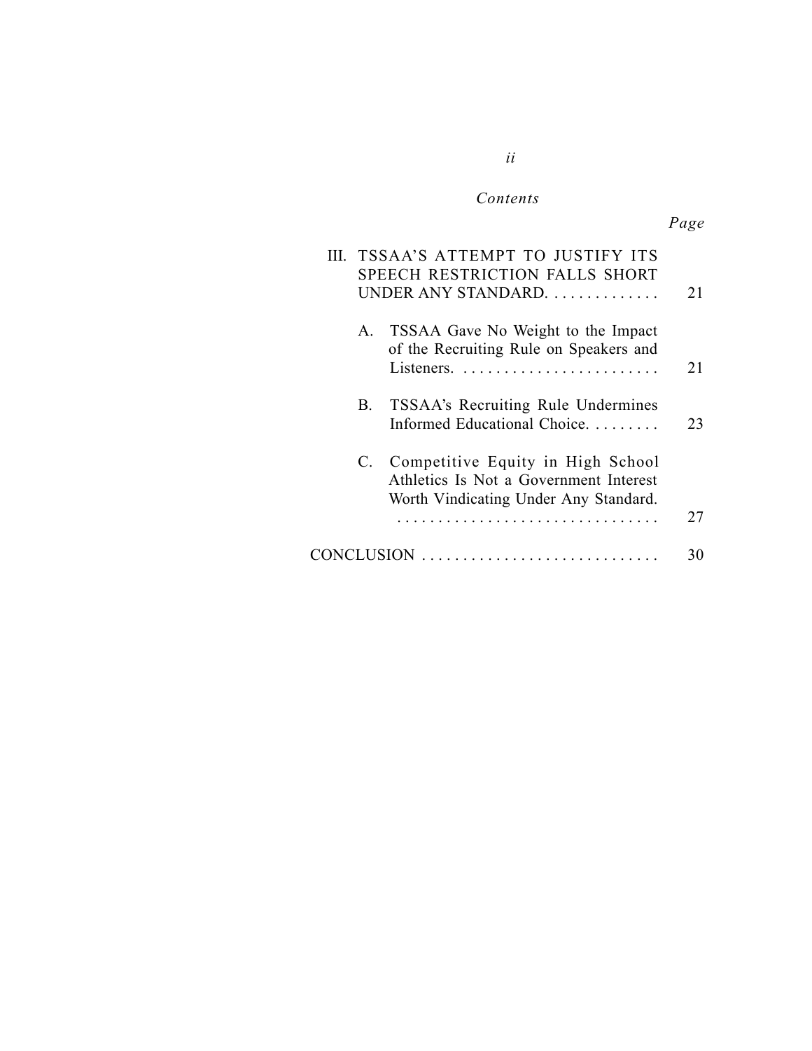*Contents*

| | *Page* |
|---|---|
| III. TSSAA'S ATTEMPT TO JUSTIFY ITS SPEECH RESTRICTION FALLS SHORT UNDER ANY STANDARD. | 21 |
| A. TSSAA Gave No Weight to the Impact of the Recruiting Rule on Speakers and Listeners. | 21 |
| B. TSSAA's Recruiting Rule Undermines Informed Educational Choice. | 23 |
| C. Competitive Equity in High School Athletics Is Not a Government Interest Worth Vindicating Under Any Standard. | 27 |
| CONCLUSION | 30 |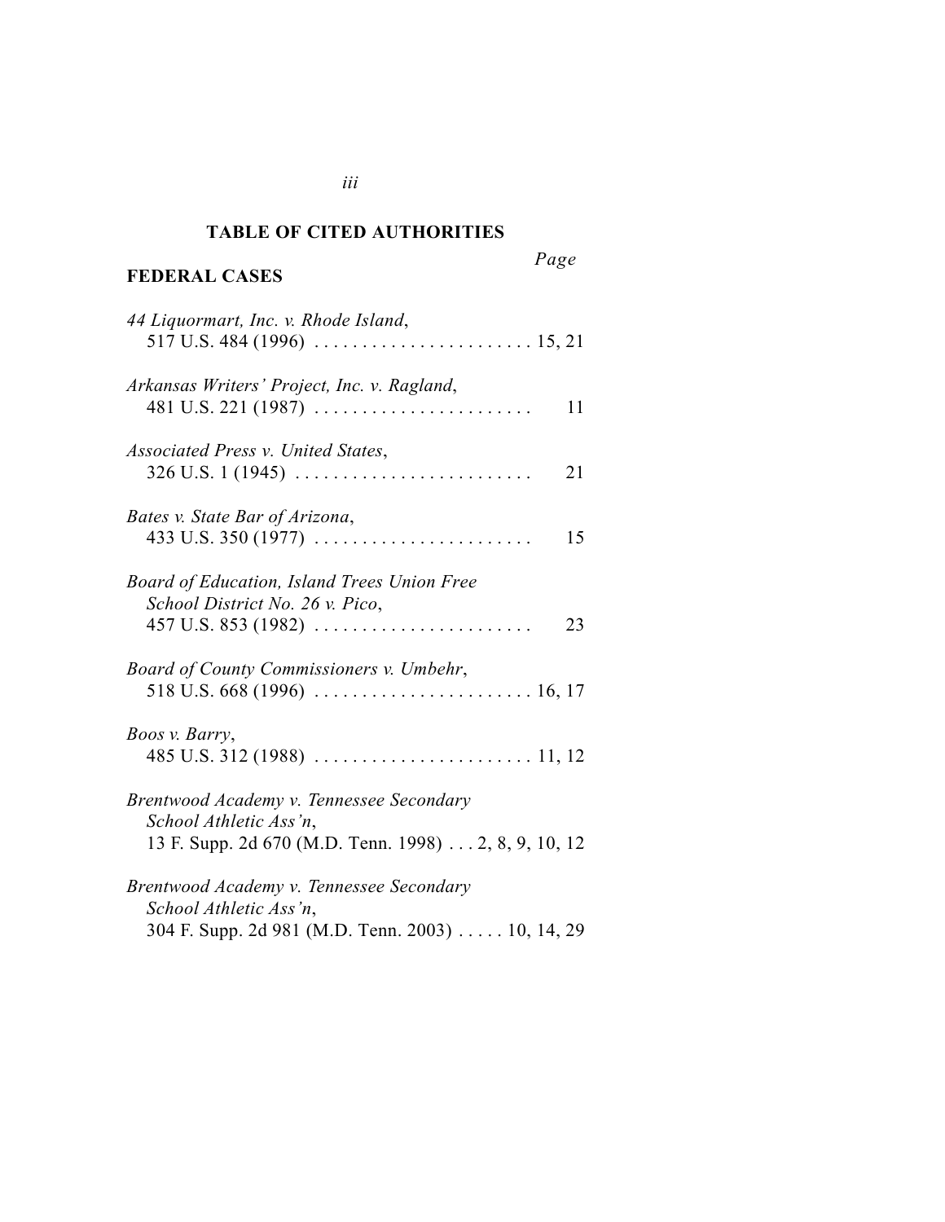## TABLE OF CITED AUTHORITIES

*Page*

### FEDERAL CASES

*44 Liquormart, Inc. v. Rhode Island*,
517 U.S. 484 (1996) . . . . . . . . . . . . . . . . . . . . . . . 15, 21

*Arkansas Writers' Project, Inc. v. Ragland*,
481 U.S. 221 (1987) . . . . . . . . . . . . . . . . . . . . . . . 11

*Associated Press v. United States*,
326 U.S. 1 (1945) . . . . . . . . . . . . . . . . . . . . . . . . . 21

*Bates v. State Bar of Arizona*,
433 U.S. 350 (1977) . . . . . . . . . . . . . . . . . . . . . . . 15

*Board of Education, Island Trees Union Free School District No. 26 v. Pico*,
457 U.S. 853 (1982) . . . . . . . . . . . . . . . . . . . . . . . 23

*Board of County Commissioners v. Umbehr*,
518 U.S. 668 (1996) . . . . . . . . . . . . . . . . . . . . . . . 16, 17

*Boos v. Barry*,
485 U.S. 312 (1988) . . . . . . . . . . . . . . . . . . . . . . . 11, 12

*Brentwood Academy v. Tennessee Secondary School Athletic Ass'n*,
13 F. Supp. 2d 670 (M.D. Tenn. 1998) . . . 2, 8, 9, 10, 12

*Brentwood Academy v. Tennessee Secondary School Athletic Ass'n*,
304 F. Supp. 2d 981 (M.D. Tenn. 2003) . . . . . 10, 14, 29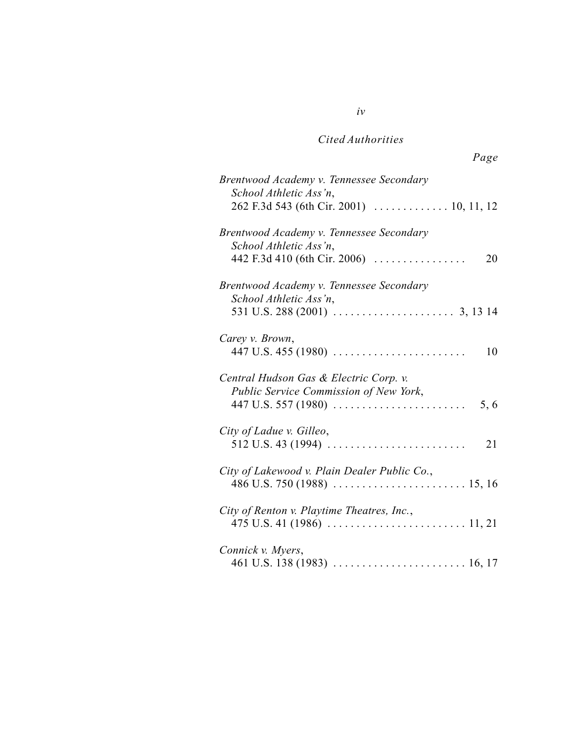*Cited Authorities*

*Page*

*Brentwood Academy v. Tennessee Secondary School Athletic Ass'n*, 262 F.3d 543 (6th Cir. 2001) . . . . . . . . . . . . . 10, 11, 12

*Brentwood Academy v. Tennessee Secondary School Athletic Ass'n*, 442 F.3d 410 (6th Cir. 2006) . . . . . . . . . . . . . . . . 20

*Brentwood Academy v. Tennessee Secondary School Athletic Ass'n*, 531 U.S. 288 (2001) . . . . . . . . . . . . . . . . . . . . . 3, 13 14

*Carey v. Brown*, 447 U.S. 455 (1980) . . . . . . . . . . . . . . . . . . . . . . . 10

*Central Hudson Gas & Electric Corp. v. Public Service Commission of New York*, 447 U.S. 557 (1980) . . . . . . . . . . . . . . . . . . . . . . . 5, 6

*City of Ladue v. Gilleo*, 512 U.S. 43 (1994) . . . . . . . . . . . . . . . . . . . . . . . . 21

*City of Lakewood v. Plain Dealer Public Co.*, 486 U.S. 750 (1988) . . . . . . . . . . . . . . . . . . . . . . . 15, 16

*City of Renton v. Playtime Theatres, Inc.*, 475 U.S. 41 (1986) . . . . . . . . . . . . . . . . . . . . . . . . 11, 21

*Connick v. Myers*, 461 U.S. 138 (1983) . . . . . . . . . . . . . . . . . . . . . . . 16, 17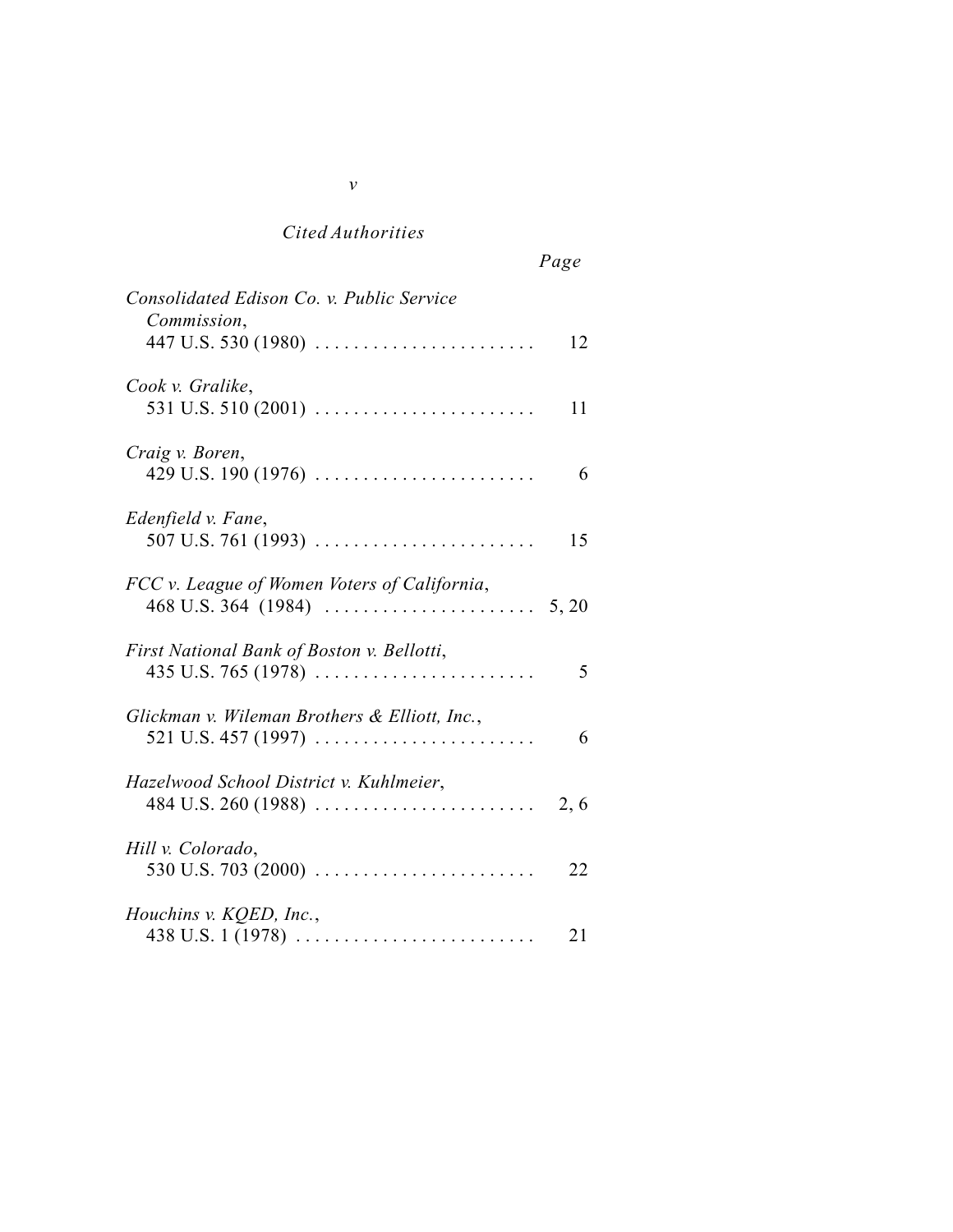*Cited Authorities*

*Page*

*Consolidated Edison Co. v. Public Service Commission*,
447 U.S. 530 (1980) . . . . . . . . . . . . . . . . . . . . . . . 12

*Cook v. Gralike*,
531 U.S. 510 (2001) . . . . . . . . . . . . . . . . . . . . . . . 11

*Craig v. Boren*,
429 U.S. 190 (1976) . . . . . . . . . . . . . . . . . . . . . . . 6

*Edenfield v. Fane*,
507 U.S. 761 (1993) . . . . . . . . . . . . . . . . . . . . . . . 15

*FCC v. League of Women Voters of California*,
468 U.S. 364 (1984) . . . . . . . . . . . . . . . . . . . . . . 5, 20

*First National Bank of Boston v. Bellotti*,
435 U.S. 765 (1978) . . . . . . . . . . . . . . . . . . . . . . . 5

*Glickman v. Wileman Brothers & Elliott, Inc.*,
521 U.S. 457 (1997) . . . . . . . . . . . . . . . . . . . . . . . 6

*Hazelwood School District v. Kuhlmeier*,
484 U.S. 260 (1988) . . . . . . . . . . . . . . . . . . . . . . . 2, 6

*Hill v. Colorado*,
530 U.S. 703 (2000) . . . . . . . . . . . . . . . . . . . . . . . 22

*Houchins v. KQED, Inc.*,
438 U.S. 1 (1978) . . . . . . . . . . . . . . . . . . . . . . . . . 21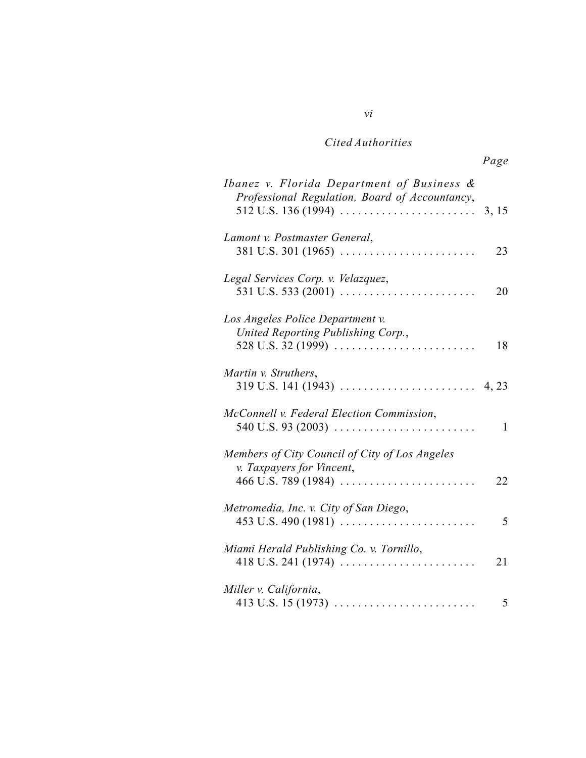*Cited Authorities*

| | *Page* |
|---|---|
| *Ibanez v. Florida Department of Business & Professional Regulation, Board of Accountancy*, 512 U.S. 136 (1994) | 3, 15 |
| *Lamont v. Postmaster General*, 381 U.S. 301 (1965) | 23 |
| *Legal Services Corp. v. Velazquez*, 531 U.S. 533 (2001) | 20 |
| *Los Angeles Police Department v. United Reporting Publishing Corp.*, 528 U.S. 32 (1999) | 18 |
| *Martin v. Struthers*, 319 U.S. 141 (1943) | 4, 23 |
| *McConnell v. Federal Election Commission*, 540 U.S. 93 (2003) | 1 |
| *Members of City Council of City of Los Angeles v. Taxpayers for Vincent*, 466 U.S. 789 (1984) | 22 |
| *Metromedia, Inc. v. City of San Diego*, 453 U.S. 490 (1981) | 5 |
| *Miami Herald Publishing Co. v. Tornillo*, 418 U.S. 241 (1974) | 21 |
| *Miller v. California*, 413 U.S. 15 (1973) | 5 |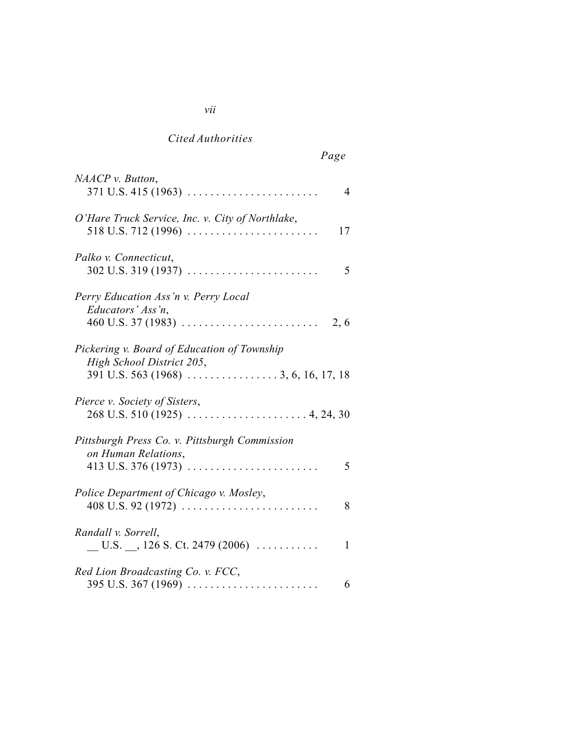*Cited Authorities*

*Page*

*NAACP v. Button*,
371 U.S. 415 (1963) . . . . . . . . . . . . . . . . . . . . . . . 4

*O'Hare Truck Service, Inc. v. City of Northlake*,
518 U.S. 712 (1996) . . . . . . . . . . . . . . . . . . . . . . . 17

*Palko v. Connecticut*,
302 U.S. 319 (1937) . . . . . . . . . . . . . . . . . . . . . . . 5

*Perry Education Ass'n v. Perry Local Educators' Ass'n*,
460 U.S. 37 (1983) . . . . . . . . . . . . . . . . . . . . . . . . 2, 6

*Pickering v. Board of Education of Township High School District 205*,
391 U.S. 563 (1968) . . . . . . . . . . . . . . . . 3, 6, 16, 17, 18

*Pierce v. Society of Sisters*,
268 U.S. 510 (1925) . . . . . . . . . . . . . . . . . . . . . 4, 24, 30

*Pittsburgh Press Co. v. Pittsburgh Commission on Human Relations*,
413 U.S. 376 (1973) . . . . . . . . . . . . . . . . . . . . . . . 5

*Police Department of Chicago v. Mosley*,
408 U.S. 92 (1972) . . . . . . . . . . . . . . . . . . . . . . . . 8

*Randall v. Sorrell*,
\_\_ U.S. \_\_, 126 S. Ct. 2479 (2006) . . . . . . . . . . . 1

*Red Lion Broadcasting Co. v. FCC*,
395 U.S. 367 (1969) . . . . . . . . . . . . . . . . . . . . . . . 6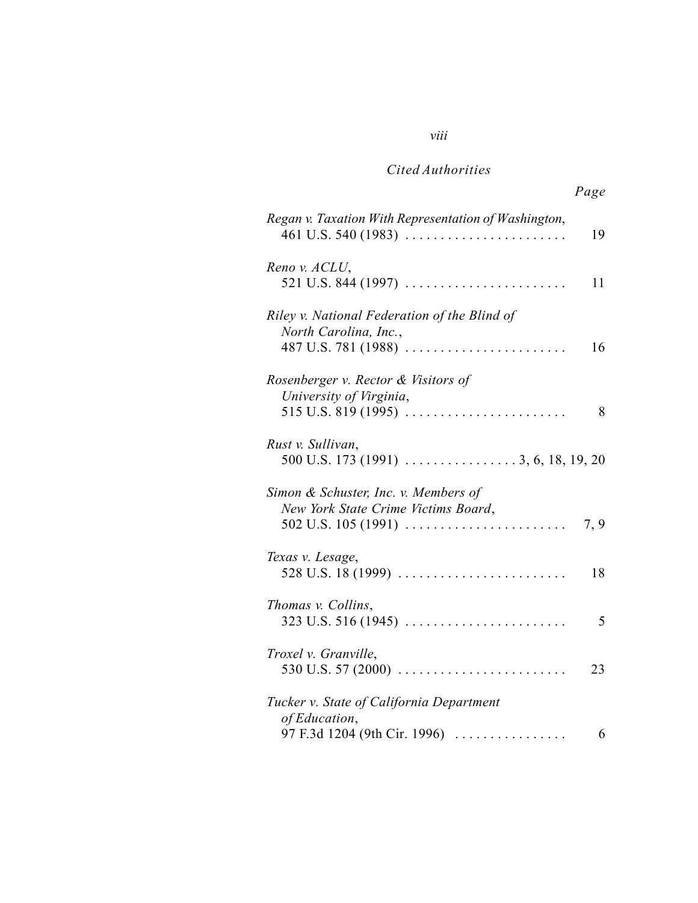*Cited Authorities*

| | Page |
|---|---|
| *Regan v. Taxation With Representation of Washington*, 461 U.S. 540 (1983) | 19 |
| *Reno v. ACLU*, 521 U.S. 844 (1997) | 11 |
| *Riley v. National Federation of the Blind of North Carolina, Inc.*, 487 U.S. 781 (1988) | 16 |
| *Rosenberger v. Rector & Visitors of University of Virginia*, 515 U.S. 819 (1995) | 8 |
| *Rust v. Sullivan*, 500 U.S. 173 (1991) | 3, 6, 18, 19, 20 |
| *Simon & Schuster, Inc. v. Members of New York State Crime Victims Board*, 502 U.S. 105 (1991) | 7, 9 |
| *Texas v. Lesage*, 528 U.S. 18 (1999) | 18 |
| *Thomas v. Collins*, 323 U.S. 516 (1945) | 5 |
| *Troxel v. Granville*, 530 U.S. 57 (2000) | 23 |
| *Tucker v. State of California Department of Education*, 97 F.3d 1204 (9th Cir. 1996) | 6 |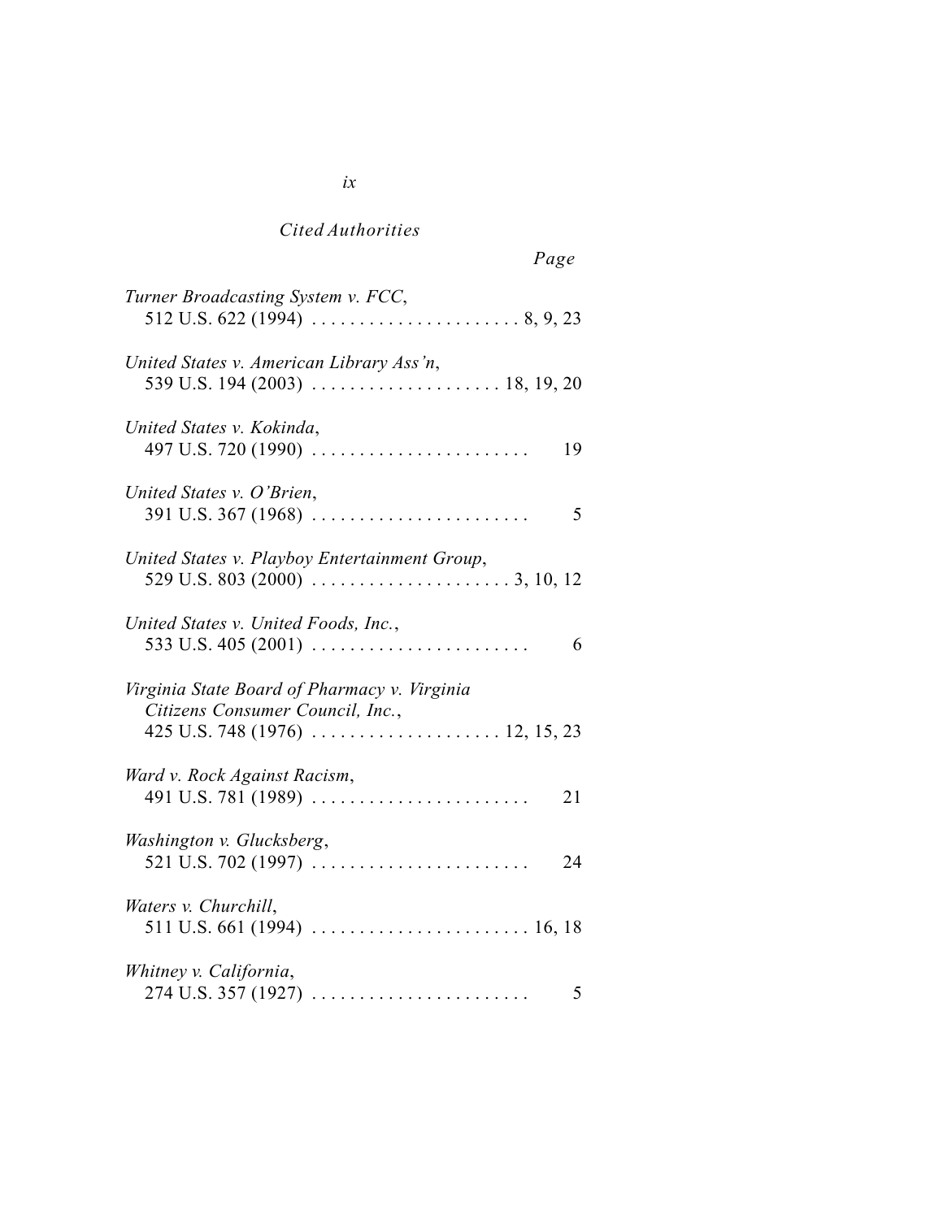*Cited Authorities*

Page

*Turner Broadcasting System v. FCC*,
512 U.S. 622 (1994) . . . . . . . . . . . . . . . . . . . . . . 8, 9, 23

*United States v. American Library Ass'n*,
539 U.S. 194 (2003) . . . . . . . . . . . . . . . . . . . . 18, 19, 20

*United States v. Kokinda*,
497 U.S. 720 (1990) . . . . . . . . . . . . . . . . . . . . . . . 19

*United States v. O'Brien*,
391 U.S. 367 (1968) . . . . . . . . . . . . . . . . . . . . . . . 5

*United States v. Playboy Entertainment Group*,
529 U.S. 803 (2000) . . . . . . . . . . . . . . . . . . . . . 3, 10, 12

*United States v. United Foods, Inc.*,
533 U.S. 405 (2001) . . . . . . . . . . . . . . . . . . . . . . . 6

*Virginia State Board of Pharmacy v. Virginia Citizens Consumer Council, Inc.*,
425 U.S. 748 (1976) . . . . . . . . . . . . . . . . . . . . 12, 15, 23

*Ward v. Rock Against Racism*,
491 U.S. 781 (1989) . . . . . . . . . . . . . . . . . . . . . . . 21

*Washington v. Glucksberg*,
521 U.S. 702 (1997) . . . . . . . . . . . . . . . . . . . . . . . 24

*Waters v. Churchill*,
511 U.S. 661 (1994) . . . . . . . . . . . . . . . . . . . . . . . 16, 18

*Whitney v. California*,
274 U.S. 357 (1927) . . . . . . . . . . . . . . . . . . . . . . . 5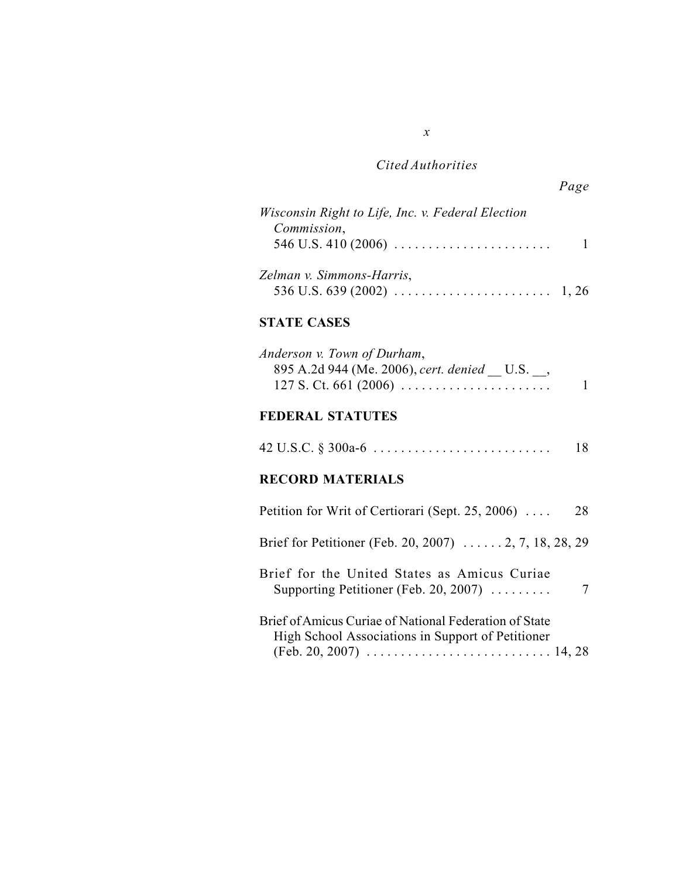*Cited Authorities*

Page

*Wisconsin Right to Life, Inc. v. Federal Election Commission*, 546 U.S. 410 (2006) . . . . . . . . . . . . . . . . . . . . . . . 1

*Zelman v. Simmons-Harris*, 536 U.S. 639 (2002) . . . . . . . . . . . . . . . . . . . . . . . 1, 26

**STATE CASES**

*Anderson v. Town of Durham*, 895 A.2d 944 (Me. 2006), *cert. denied* __ U.S. __, 127 S. Ct. 661 (2006) . . . . . . . . . . . . . . . . . . . . . . 1

**FEDERAL STATUTES**

42 U.S.C. § 300a-6 . . . . . . . . . . . . . . . . . . . . . . . . . . 18

**RECORD MATERIALS**

Petition for Writ of Certiorari (Sept. 25, 2006) . . . . 28

Brief for Petitioner (Feb. 20, 2007) . . . . . . 2, 7, 18, 28, 29

Brief for the United States as Amicus Curiae Supporting Petitioner (Feb. 20, 2007) . . . . . . . . . 7

Brief of Amicus Curiae of National Federation of State High School Associations in Support of Petitioner (Feb. 20, 2007) . . . . . . . . . . . . . . . . . . . . . . . . . . . 14, 28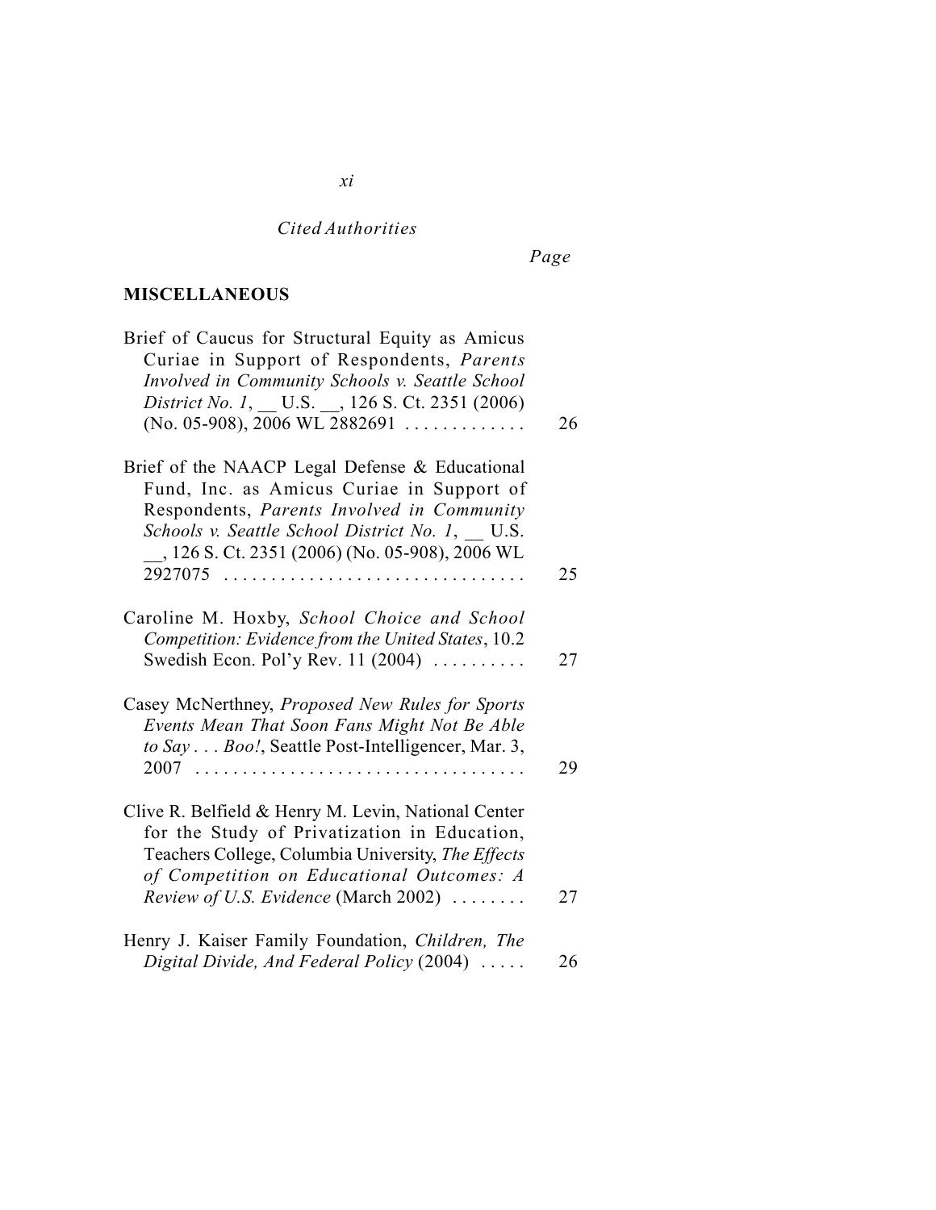*Cited Authorities*

*Page*

**MISCELLANEOUS**

Brief of Caucus for Structural Equity as Amicus Curiae in Support of Respondents, *Parents Involved in Community Schools v. Seattle School District No. 1*, __ U.S. __, 126 S. Ct. 2351 (2006) (No. 05-908), 2006 WL 2882691 . . . . . . . . . . . . . 26

Brief of the NAACP Legal Defense & Educational Fund, Inc. as Amicus Curiae in Support of Respondents, *Parents Involved in Community Schools v. Seattle School District No. 1*, __ U.S. __, 126 S. Ct. 2351 (2006) (No. 05-908), 2006 WL 2927075 . . . . . . . . . . . . . . . . . . . . . . . . . . . . . . . . 25

Caroline M. Hoxby, *School Choice and School Competition: Evidence from the United States*, 10.2 Swedish Econ. Pol'y Rev. 11 (2004) . . . . . . . . . . 27

Casey McNerthney, *Proposed New Rules for Sports Events Mean That Soon Fans Might Not Be Able to Say . . . Boo!*, Seattle Post-Intelligencer, Mar. 3, 2007 . . . . . . . . . . . . . . . . . . . . . . . . . . . . . . . . . . . 29

Clive R. Belfield & Henry M. Levin, National Center for the Study of Privatization in Education, Teachers College, Columbia University, *The Effects of Competition on Educational Outcomes: A Review of U.S. Evidence* (March 2002) . . . . . . . . 27

Henry J. Kaiser Family Foundation, *Children, The Digital Divide, And Federal Policy* (2004) . . . . . 26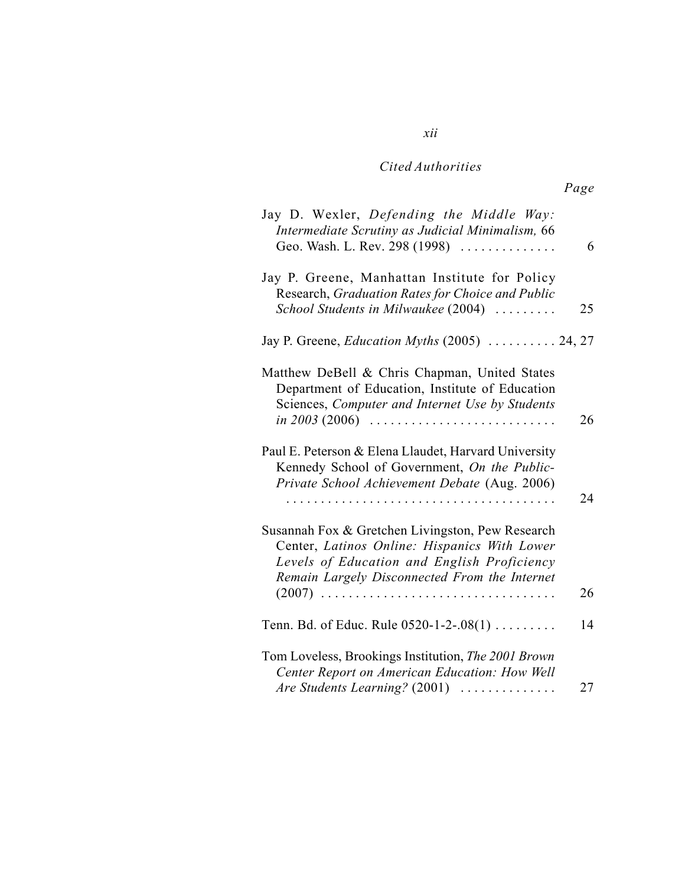*Cited Authorities*

*Page*

Jay D. Wexler, *Defending the Middle Way: Intermediate Scrutiny as Judicial Minimalism,* 66 Geo. Wash. L. Rev. 298 (1998) .............. 6

Jay P. Greene, Manhattan Institute for Policy Research, *Graduation Rates for Choice and Public School Students in Milwaukee* (2004) ......... 25

Jay P. Greene, *Education Myths* (2005) .......... 24, 27

Matthew DeBell & Chris Chapman, United States Department of Education, Institute of Education Sciences, *Computer and Internet Use by Students in 2003* (2006) ........................... 26

Paul E. Peterson & Elena Llaudet, Harvard University Kennedy School of Government, *On the Public-Private School Achievement Debate* (Aug. 2006) ....................................... 24

Susannah Fox & Gretchen Livingston, Pew Research Center, *Latinos Online: Hispanics With Lower Levels of Education and English Proficiency Remain Largely Disconnected From the Internet* (2007) .................................. 26

Tenn. Bd. of Educ. Rule 0520-1-2-.08(1) ......... 14

Tom Loveless, Brookings Institution, *The 2001 Brown Center Report on American Education: How Well Are Students Learning?* (2001) .............. 27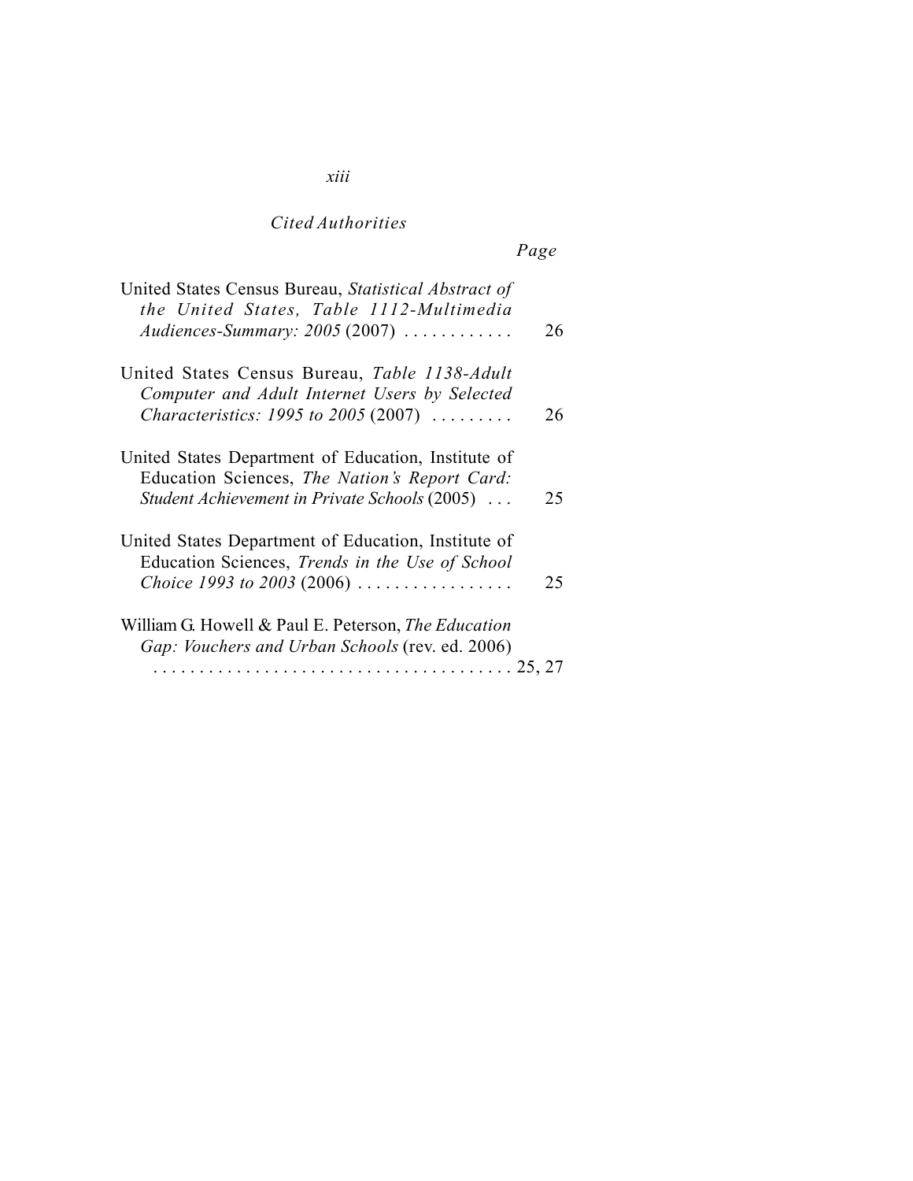*Cited Authorities*

| | Page |
|---|---|
| United States Census Bureau, *Statistical Abstract of the United States, Table 1112-Multimedia Audiences-Summary: 2005* (2007) . . . . . . . . . . . . | 26 |
| United States Census Bureau, *Table 1138-Adult Computer and Adult Internet Users by Selected Characteristics: 1995 to 2005* (2007) . . . . . . . . . | 26 |
| United States Department of Education, Institute of Education Sciences, *The Nation's Report Card: Student Achievement in Private Schools* (2005) . . . | 25 |
| United States Department of Education, Institute of Education Sciences, *Trends in the Use of School Choice 1993 to 2003* (2006) . . . . . . . . . . . . . . . . . | 25 |
| William G. Howell & Paul E. Peterson, *The Education Gap: Vouchers and Urban Schools* (rev. ed. 2006) . . . . . . . . . . . . . . . . . . . . . . . . . . . . . . . . . . . . | 25, 27 |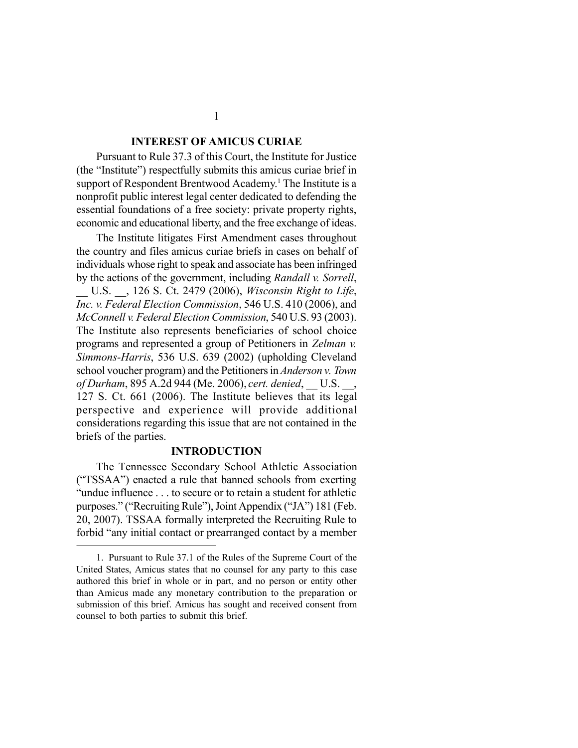## INTEREST OF AMICUS CURIAE

Pursuant to Rule 37.3 of this Court, the Institute for Justice (the "Institute") respectfully submits this amicus curiae brief in support of Respondent Brentwood Academy.[1] The Institute is a nonprofit public interest legal center dedicated to defending the essential foundations of a free society: private property rights, economic and educational liberty, and the free exchange of ideas.

The Institute litigates First Amendment cases throughout the country and files amicus curiae briefs in cases on behalf of individuals whose right to speak and associate has been infringed by the actions of the government, including *Randall v. Sorrell*, __ U.S. __, 126 S. Ct. 2479 (2006), *Wisconsin Right to Life, Inc. v. Federal Election Commission*, 546 U.S. 410 (2006), and *McConnell v. Federal Election Commission*, 540 U.S. 93 (2003). The Institute also represents beneficiaries of school choice programs and represented a group of Petitioners in *Zelman v. Simmons-Harris*, 536 U.S. 639 (2002) (upholding Cleveland school voucher program) and the Petitioners in *Anderson v. Town of Durham*, 895 A.2d 944 (Me. 2006), *cert. denied*, __ U.S. __, 127 S. Ct. 661 (2006). The Institute believes that its legal perspective and experience will provide additional considerations regarding this issue that are not contained in the briefs of the parties.

## INTRODUCTION

The Tennessee Secondary School Athletic Association ("TSSAA") enacted a rule that banned schools from exerting "undue influence . . . to secure or to retain a student for athletic purposes." ("Recruiting Rule"), Joint Appendix ("JA") 181 (Feb. 20, 2007). TSSAA formally interpreted the Recruiting Rule to forbid "any initial contact or prearranged contact by a member

---

1. Pursuant to Rule 37.1 of the Rules of the Supreme Court of the United States, Amicus states that no counsel for any party to this case authored this brief in whole or in part, and no person or entity other than Amicus made any monetary contribution to the preparation or submission of this brief. Amicus has sought and received consent from counsel to both parties to submit this brief.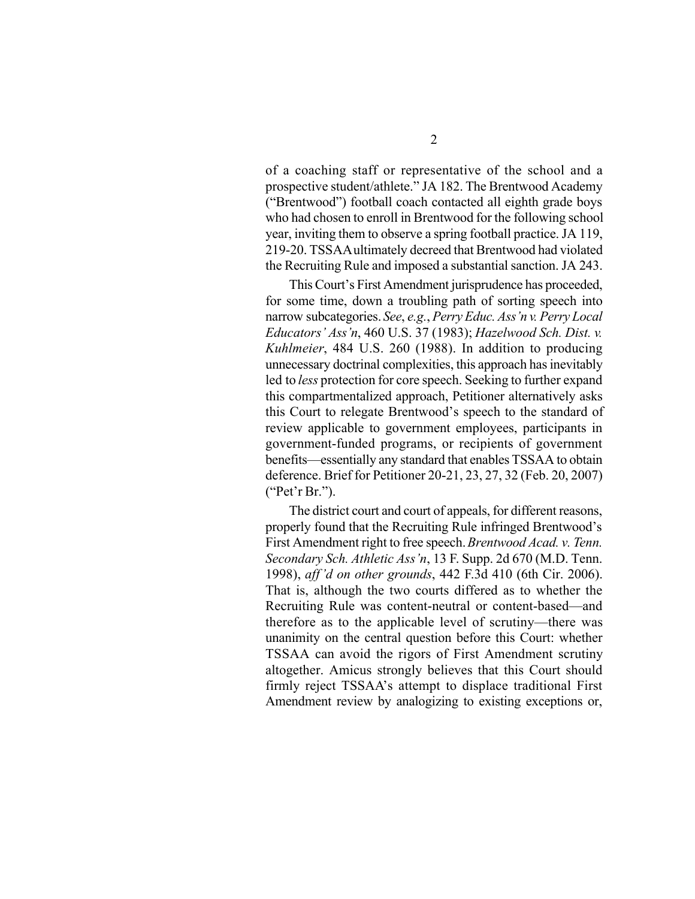of a coaching staff or representative of the school and a prospective student/athlete." JA 182. The Brentwood Academy ("Brentwood") football coach contacted all eighth grade boys who had chosen to enroll in Brentwood for the following school year, inviting them to observe a spring football practice. JA 119, 219-20. TSSAA ultimately decreed that Brentwood had violated the Recruiting Rule and imposed a substantial sanction. JA 243.

This Court's First Amendment jurisprudence has proceeded, for some time, down a troubling path of sorting speech into narrow subcategories. *See*, *e.g.*, *Perry Educ. Ass'n v. Perry Local Educators' Ass'n*, 460 U.S. 37 (1983); *Hazelwood Sch. Dist. v. Kuhlmeier*, 484 U.S. 260 (1988). In addition to producing unnecessary doctrinal complexities, this approach has inevitably led to *less* protection for core speech. Seeking to further expand this compartmentalized approach, Petitioner alternatively asks this Court to relegate Brentwood's speech to the standard of review applicable to government employees, participants in government-funded programs, or recipients of government benefits—essentially any standard that enables TSSAA to obtain deference. Brief for Petitioner 20-21, 23, 27, 32 (Feb. 20, 2007) ("Pet'r Br.").

The district court and court of appeals, for different reasons, properly found that the Recruiting Rule infringed Brentwood's First Amendment right to free speech. *Brentwood Acad. v. Tenn. Secondary Sch. Athletic Ass'n*, 13 F. Supp. 2d 670 (M.D. Tenn. 1998), *aff'd on other grounds*, 442 F.3d 410 (6th Cir. 2006). That is, although the two courts differed as to whether the Recruiting Rule was content-neutral or content-based—and therefore as to the applicable level of scrutiny—there was unanimity on the central question before this Court: whether TSSAA can avoid the rigors of First Amendment scrutiny altogether. Amicus strongly believes that this Court should firmly reject TSSAA's attempt to displace traditional First Amendment review by analogizing to existing exceptions or,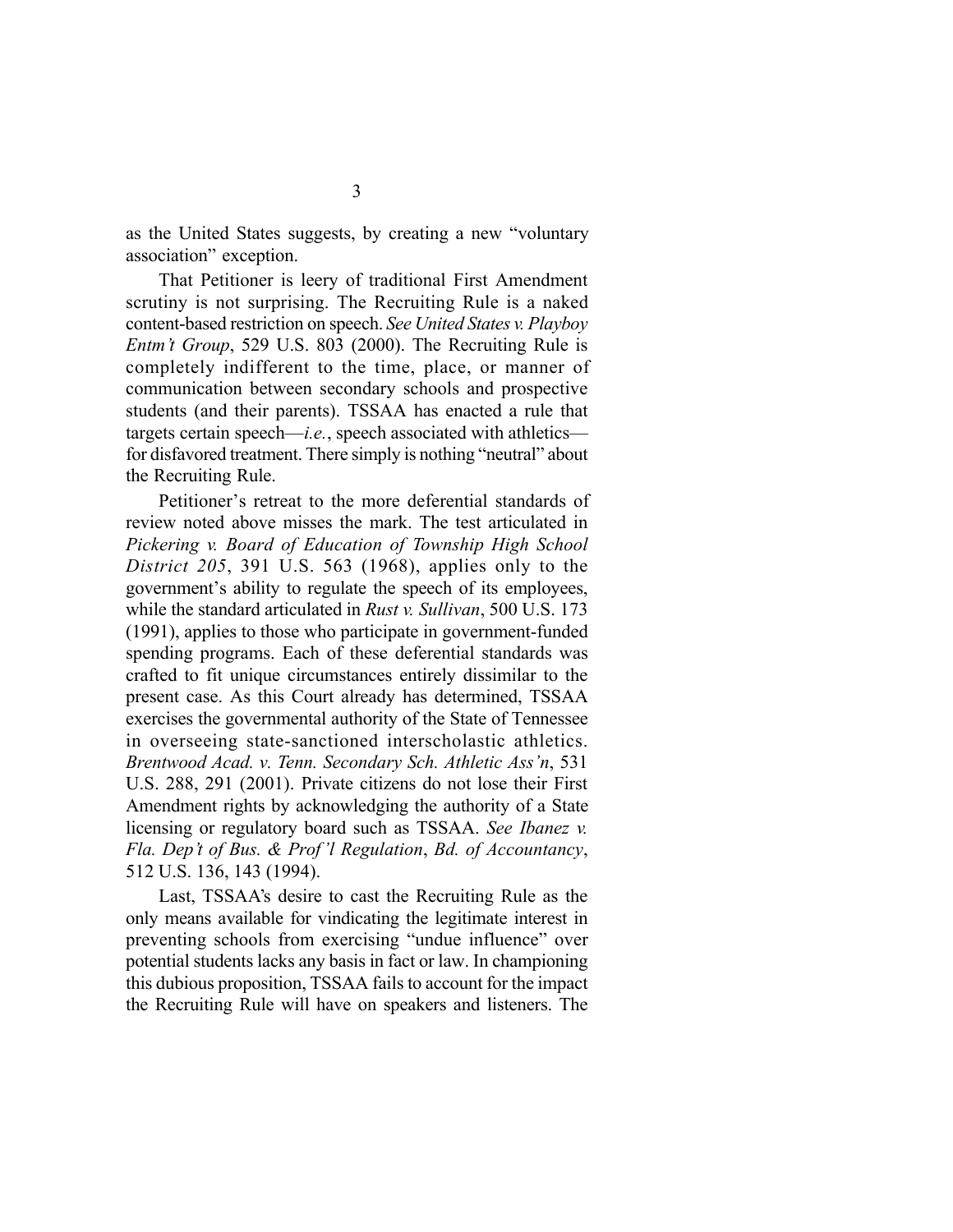as the United States suggests, by creating a new "voluntary association" exception.

That Petitioner is leery of traditional First Amendment scrutiny is not surprising. The Recruiting Rule is a naked content-based restriction on speech. *See United States v. Playboy Entm't Group*, 529 U.S. 803 (2000). The Recruiting Rule is completely indifferent to the time, place, or manner of communication between secondary schools and prospective students (and their parents). TSSAA has enacted a rule that targets certain speech—*i.e.*, speech associated with athletics—for disfavored treatment. There simply is nothing "neutral" about the Recruiting Rule.

Petitioner's retreat to the more deferential standards of review noted above misses the mark. The test articulated in *Pickering v. Board of Education of Township High School District 205*, 391 U.S. 563 (1968), applies only to the government's ability to regulate the speech of its employees, while the standard articulated in *Rust v. Sullivan*, 500 U.S. 173 (1991), applies to those who participate in government-funded spending programs. Each of these deferential standards was crafted to fit unique circumstances entirely dissimilar to the present case. As this Court already has determined, TSSAA exercises the governmental authority of the State of Tennessee in overseeing state-sanctioned interscholastic athletics. *Brentwood Acad. v. Tenn. Secondary Sch. Athletic Ass'n*, 531 U.S. 288, 291 (2001). Private citizens do not lose their First Amendment rights by acknowledging the authority of a State licensing or regulatory board such as TSSAA. *See Ibanez v. Fla. Dep't of Bus. & Prof'l Regulation*, *Bd. of Accountancy*, 512 U.S. 136, 143 (1994).

Last, TSSAA's desire to cast the Recruiting Rule as the only means available for vindicating the legitimate interest in preventing schools from exercising "undue influence" over potential students lacks any basis in fact or law. In championing this dubious proposition, TSSAA fails to account for the impact the Recruiting Rule will have on speakers and listeners. The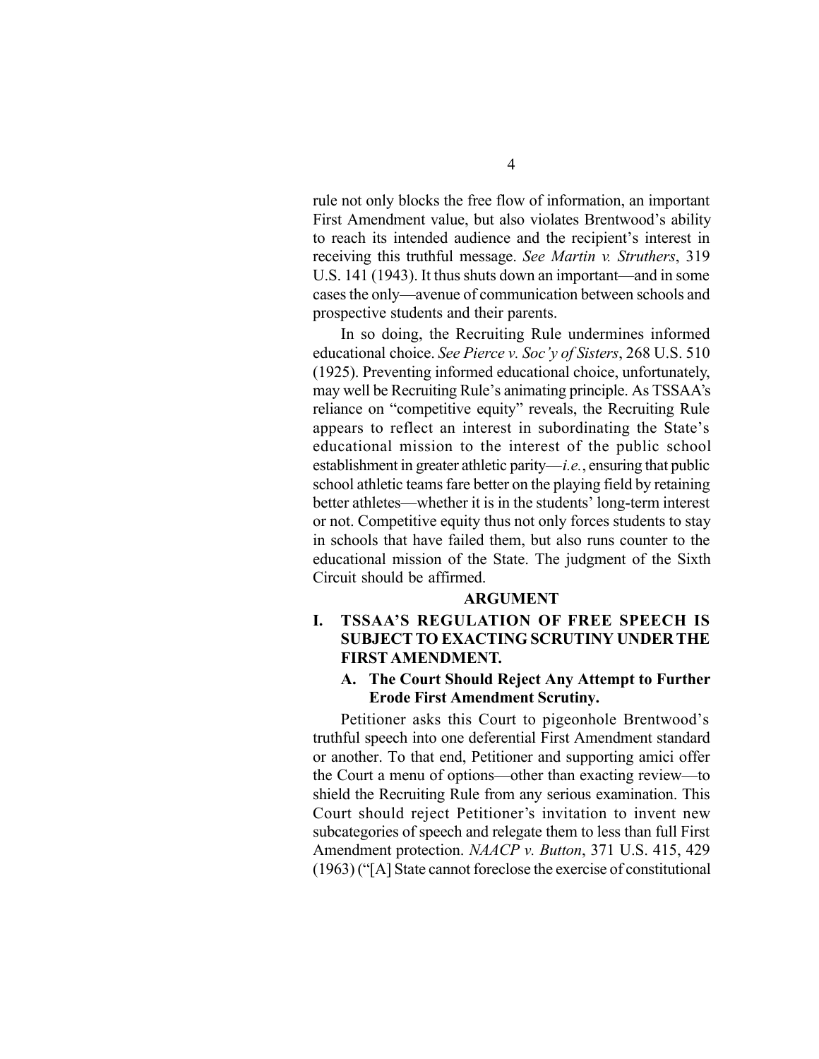rule not only blocks the free flow of information, an important First Amendment value, but also violates Brentwood's ability to reach its intended audience and the recipient's interest in receiving this truthful message. *See Martin v. Struthers*, 319 U.S. 141 (1943). It thus shuts down an important—and in some cases the only—avenue of communication between schools and prospective students and their parents.

In so doing, the Recruiting Rule undermines informed educational choice. *See Pierce v. Soc'y of Sisters*, 268 U.S. 510 (1925). Preventing informed educational choice, unfortunately, may well be Recruiting Rule's animating principle. As TSSAA's reliance on "competitive equity" reveals, the Recruiting Rule appears to reflect an interest in subordinating the State's educational mission to the interest of the public school establishment in greater athletic parity—*i.e.*, ensuring that public school athletic teams fare better on the playing field by retaining better athletes—whether it is in the students' long-term interest or not. Competitive equity thus not only forces students to stay in schools that have failed them, but also runs counter to the educational mission of the State. The judgment of the Sixth Circuit should be affirmed.

## ARGUMENT

### I. TSSAA'S REGULATION OF FREE SPEECH IS SUBJECT TO EXACTING SCRUTINY UNDER THE FIRST AMENDMENT.

#### A. The Court Should Reject Any Attempt to Further Erode First Amendment Scrutiny.

Petitioner asks this Court to pigeonhole Brentwood's truthful speech into one deferential First Amendment standard or another. To that end, Petitioner and supporting amici offer the Court a menu of options—other than exacting review—to shield the Recruiting Rule from any serious examination. This Court should reject Petitioner's invitation to invent new subcategories of speech and relegate them to less than full First Amendment protection. *NAACP v. Button*, 371 U.S. 415, 429 (1963) ("[A] State cannot foreclose the exercise of constitutional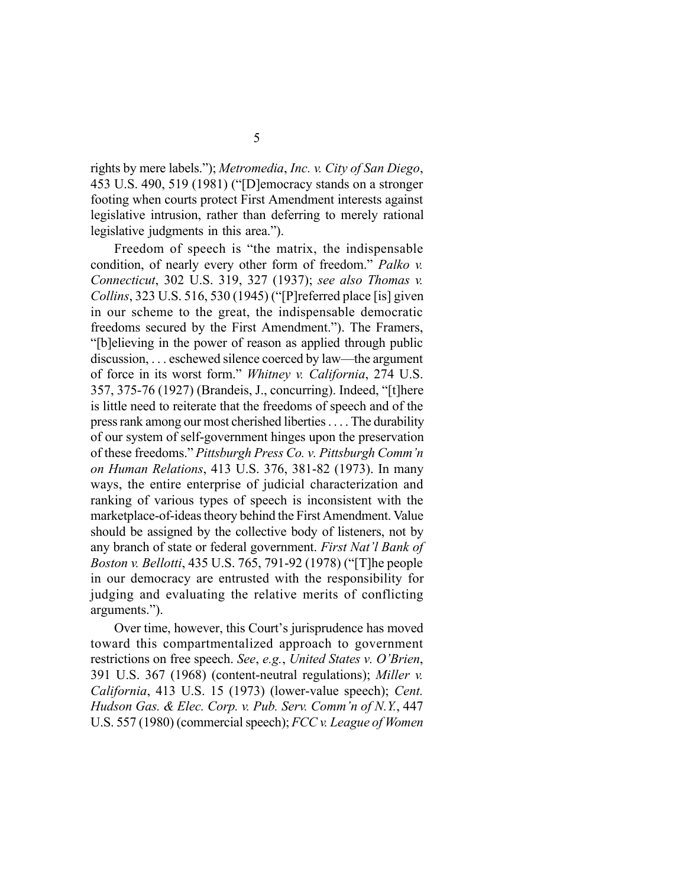rights by mere labels."); *Metromedia*, *Inc. v. City of San Diego*, 453 U.S. 490, 519 (1981) ("[D]emocracy stands on a stronger footing when courts protect First Amendment interests against legislative intrusion, rather than deferring to merely rational legislative judgments in this area.").

Freedom of speech is "the matrix, the indispensable condition, of nearly every other form of freedom." *Palko v. Connecticut*, 302 U.S. 319, 327 (1937); *see also Thomas v. Collins*, 323 U.S. 516, 530 (1945) ("[P]referred place [is] given in our scheme to the great, the indispensable democratic freedoms secured by the First Amendment."). The Framers, "[b]elieving in the power of reason as applied through public discussion, . . . eschewed silence coerced by law—the argument of force in its worst form." *Whitney v. California*, 274 U.S. 357, 375-76 (1927) (Brandeis, J., concurring). Indeed, "[t]here is little need to reiterate that the freedoms of speech and of the press rank among our most cherished liberties . . . . The durability of our system of self-government hinges upon the preservation of these freedoms." *Pittsburgh Press Co. v. Pittsburgh Comm'n on Human Relations*, 413 U.S. 376, 381-82 (1973). In many ways, the entire enterprise of judicial characterization and ranking of various types of speech is inconsistent with the marketplace-of-ideas theory behind the First Amendment. Value should be assigned by the collective body of listeners, not by any branch of state or federal government. *First Nat'l Bank of Boston v. Bellotti*, 435 U.S. 765, 791-92 (1978) ("[T]he people in our democracy are entrusted with the responsibility for judging and evaluating the relative merits of conflicting arguments.").

Over time, however, this Court's jurisprudence has moved toward this compartmentalized approach to government restrictions on free speech. *See*, *e.g.*, *United States v. O'Brien*, 391 U.S. 367 (1968) (content-neutral regulations); *Miller v. California*, 413 U.S. 15 (1973) (lower-value speech); *Cent. Hudson Gas. & Elec. Corp. v. Pub. Serv. Comm'n of N.Y.*, 447 U.S. 557 (1980) (commercial speech); *FCC v. League of Women*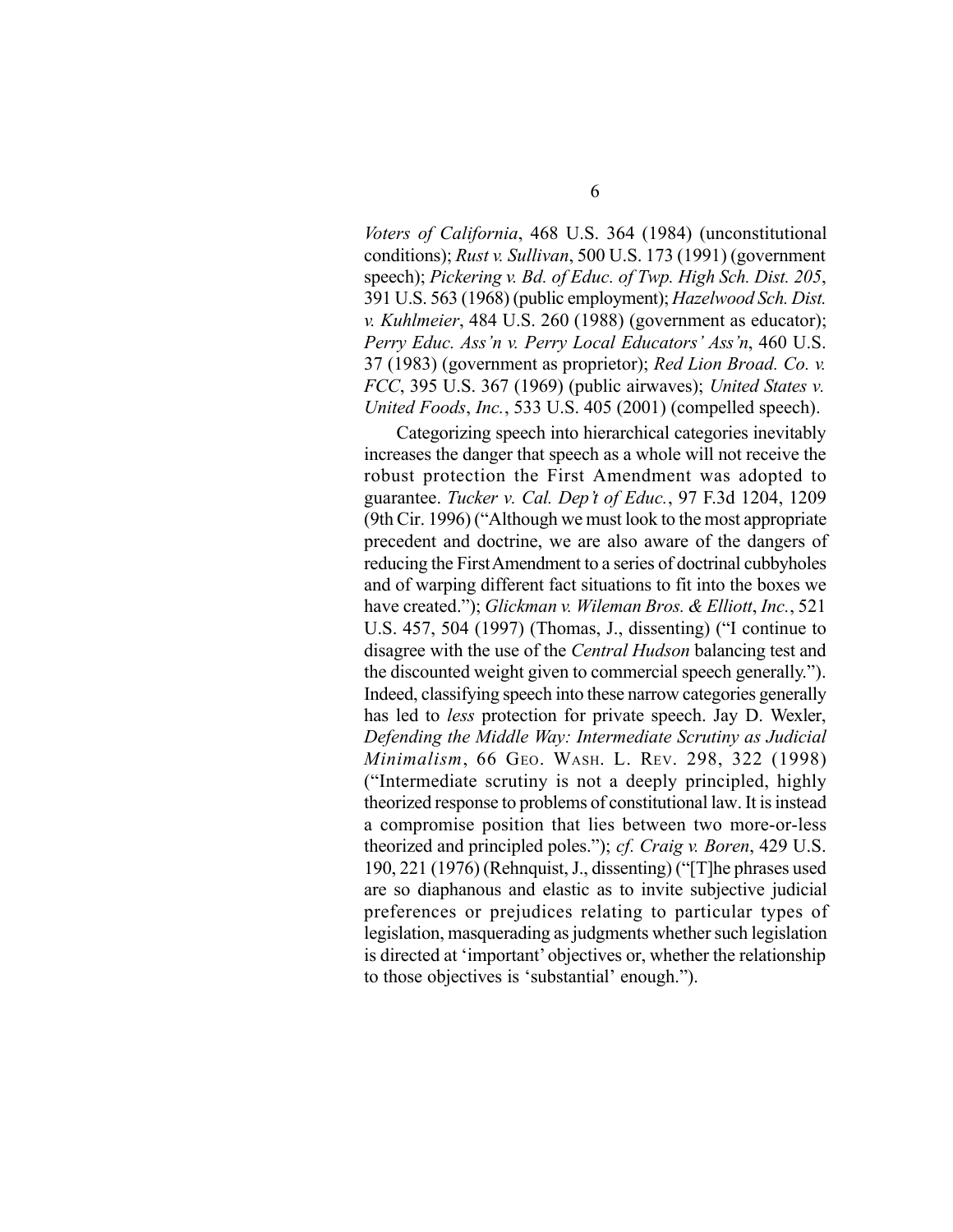*Voters of California*, 468 U.S. 364 (1984) (unconstitutional conditions); *Rust v. Sullivan*, 500 U.S. 173 (1991) (government speech); *Pickering v. Bd. of Educ. of Twp. High Sch. Dist. 205*, 391 U.S. 563 (1968) (public employment); *Hazelwood Sch. Dist. v. Kuhlmeier*, 484 U.S. 260 (1988) (government as educator); *Perry Educ. Ass'n v. Perry Local Educators' Ass'n*, 460 U.S. 37 (1983) (government as proprietor); *Red Lion Broad. Co. v. FCC*, 395 U.S. 367 (1969) (public airwaves); *United States v. United Foods*, *Inc.*, 533 U.S. 405 (2001) (compelled speech).

Categorizing speech into hierarchical categories inevitably increases the danger that speech as a whole will not receive the robust protection the First Amendment was adopted to guarantee. *Tucker v. Cal. Dep't of Educ.*, 97 F.3d 1204, 1209 (9th Cir. 1996) ("Although we must look to the most appropriate precedent and doctrine, we are also aware of the dangers of reducing the First Amendment to a series of doctrinal cubbyholes and of warping different fact situations to fit into the boxes we have created."); *Glickman v. Wileman Bros. & Elliott*, *Inc.*, 521 U.S. 457, 504 (1997) (Thomas, J., dissenting) ("I continue to disagree with the use of the *Central Hudson* balancing test and the discounted weight given to commercial speech generally."). Indeed, classifying speech into these narrow categories generally has led to *less* protection for private speech. Jay D. Wexler, *Defending the Middle Way: Intermediate Scrutiny as Judicial Minimalism*, 66 GEO. WASH. L. REV. 298, 322 (1998) ("Intermediate scrutiny is not a deeply principled, highly theorized response to problems of constitutional law. It is instead a compromise position that lies between two more-or-less theorized and principled poles."); *cf. Craig v. Boren*, 429 U.S. 190, 221 (1976) (Rehnquist, J., dissenting) ("[T]he phrases used are so diaphanous and elastic as to invite subjective judicial preferences or prejudices relating to particular types of legislation, masquerading as judgments whether such legislation is directed at 'important' objectives or, whether the relationship to those objectives is 'substantial' enough.").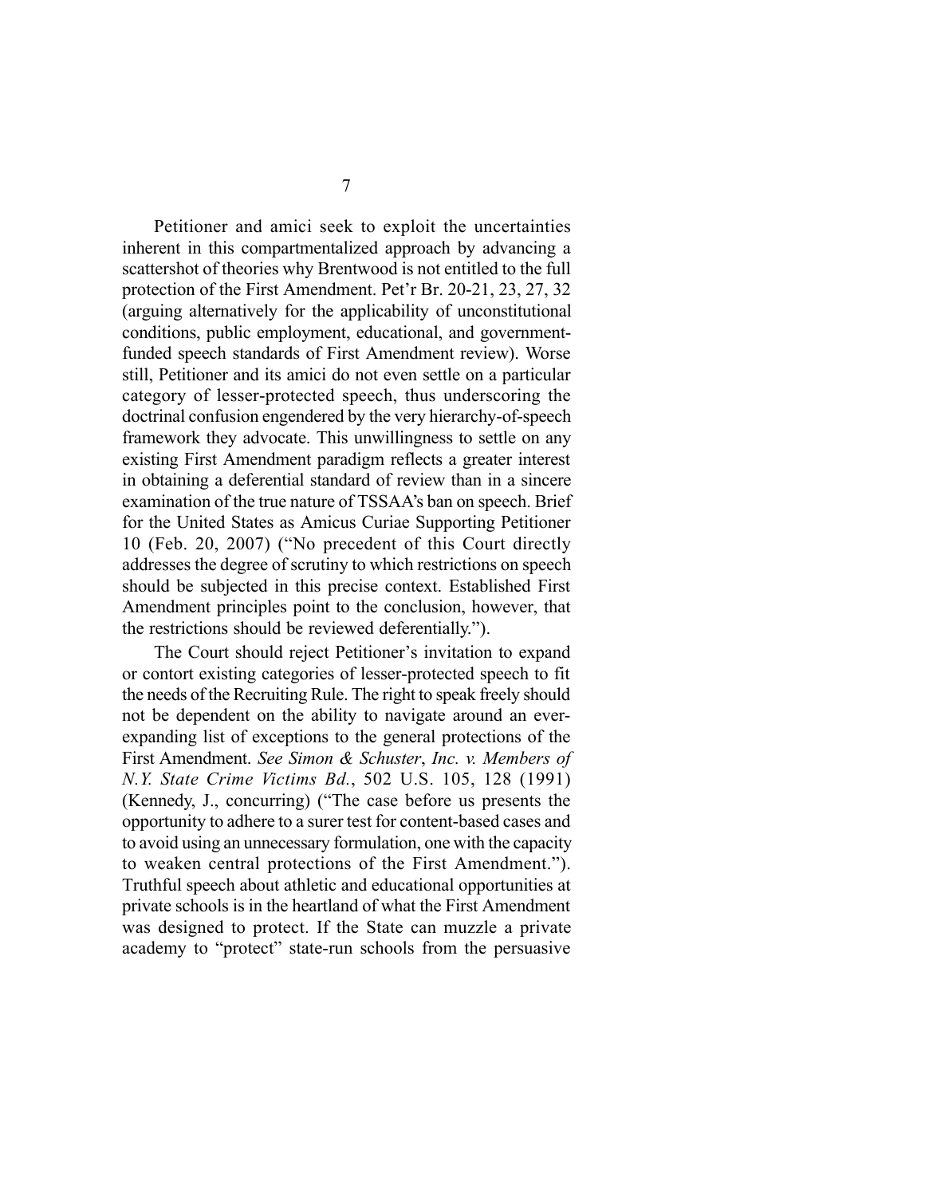Petitioner and amici seek to exploit the uncertainties inherent in this compartmentalized approach by advancing a scattershot of theories why Brentwood is not entitled to the full protection of the First Amendment. Pet'r Br. 20-21, 23, 27, 32 (arguing alternatively for the applicability of unconstitutional conditions, public employment, educational, and government-funded speech standards of First Amendment review). Worse still, Petitioner and its amici do not even settle on a particular category of lesser-protected speech, thus underscoring the doctrinal confusion engendered by the very hierarchy-of-speech framework they advocate. This unwillingness to settle on any existing First Amendment paradigm reflects a greater interest in obtaining a deferential standard of review than in a sincere examination of the true nature of TSSAA's ban on speech. Brief for the United States as Amicus Curiae Supporting Petitioner 10 (Feb. 20, 2007) ("No precedent of this Court directly addresses the degree of scrutiny to which restrictions on speech should be subjected in this precise context. Established First Amendment principles point to the conclusion, however, that the restrictions should be reviewed deferentially.").

The Court should reject Petitioner's invitation to expand or contort existing categories of lesser-protected speech to fit the needs of the Recruiting Rule. The right to speak freely should not be dependent on the ability to navigate around an ever-expanding list of exceptions to the general protections of the First Amendment. *See Simon & Schuster*, *Inc. v. Members of N.Y. State Crime Victims Bd.*, 502 U.S. 105, 128 (1991) (Kennedy, J., concurring) ("The case before us presents the opportunity to adhere to a surer test for content-based cases and to avoid using an unnecessary formulation, one with the capacity to weaken central protections of the First Amendment."). Truthful speech about athletic and educational opportunities at private schools is in the heartland of what the First Amendment was designed to protect. If the State can muzzle a private academy to "protect" state-run schools from the persuasive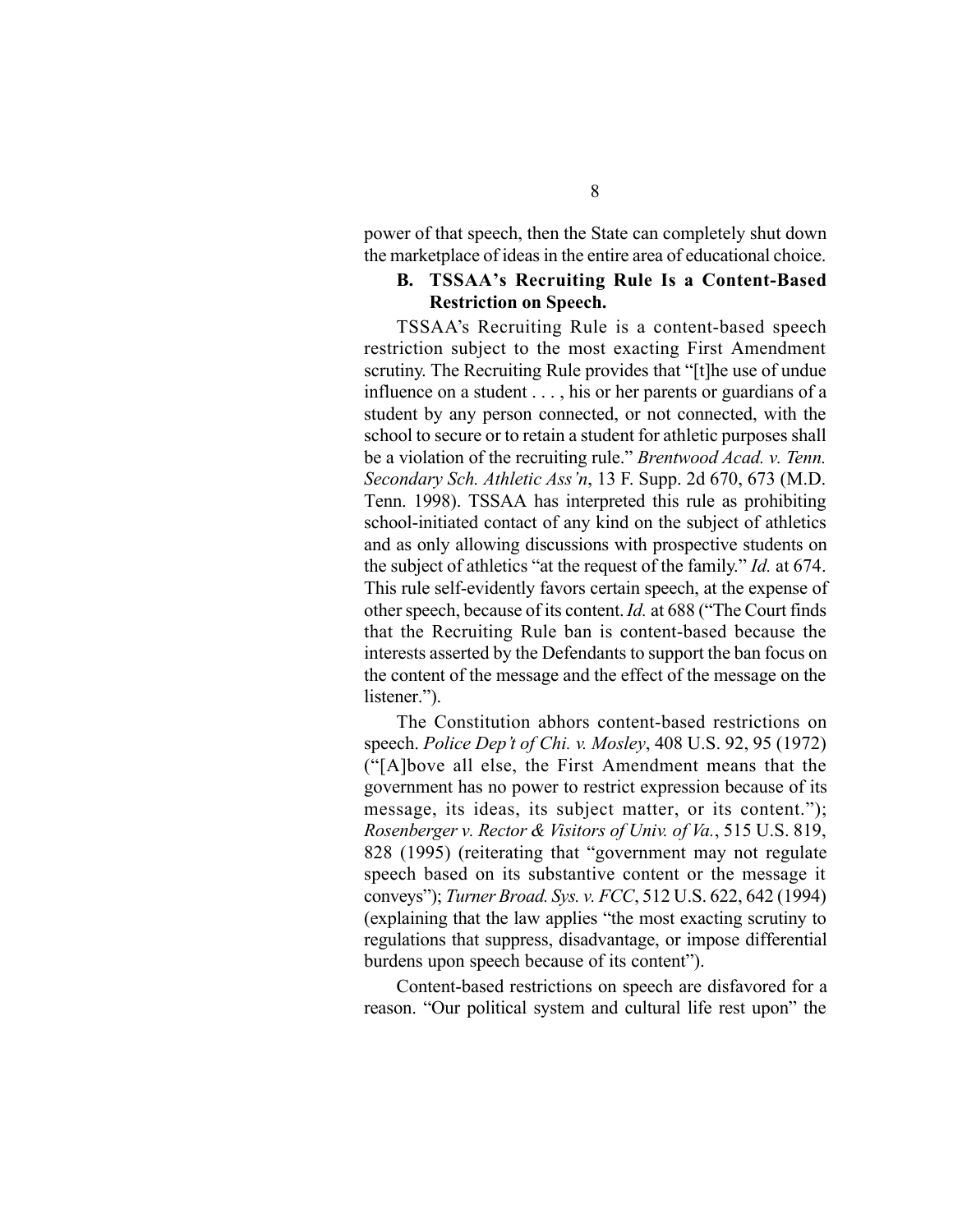power of that speech, then the State can completely shut down the marketplace of ideas in the entire area of educational choice.

### B. TSSAA's Recruiting Rule Is a Content-Based Restriction on Speech.

TSSAA's Recruiting Rule is a content-based speech restriction subject to the most exacting First Amendment scrutiny. The Recruiting Rule provides that "[t]he use of undue influence on a student . . . , his or her parents or guardians of a student by any person connected, or not connected, with the school to secure or to retain a student for athletic purposes shall be a violation of the recruiting rule." *Brentwood Acad. v. Tenn. Secondary Sch. Athletic Ass'n*, 13 F. Supp. 2d 670, 673 (M.D. Tenn. 1998). TSSAA has interpreted this rule as prohibiting school-initiated contact of any kind on the subject of athletics and as only allowing discussions with prospective students on the subject of athletics "at the request of the family." *Id.* at 674. This rule self-evidently favors certain speech, at the expense of other speech, because of its content. *Id.* at 688 ("The Court finds that the Recruiting Rule ban is content-based because the interests asserted by the Defendants to support the ban focus on the content of the message and the effect of the message on the listener.").

The Constitution abhors content-based restrictions on speech. *Police Dep't of Chi. v. Mosley*, 408 U.S. 92, 95 (1972) ("[A]bove all else, the First Amendment means that the government has no power to restrict expression because of its message, its ideas, its subject matter, or its content."); *Rosenberger v. Rector & Visitors of Univ. of Va.*, 515 U.S. 819, 828 (1995) (reiterating that "government may not regulate speech based on its substantive content or the message it conveys"); *Turner Broad. Sys. v. FCC*, 512 U.S. 622, 642 (1994) (explaining that the law applies "the most exacting scrutiny to regulations that suppress, disadvantage, or impose differential burdens upon speech because of its content").

Content-based restrictions on speech are disfavored for a reason. "Our political system and cultural life rest upon" the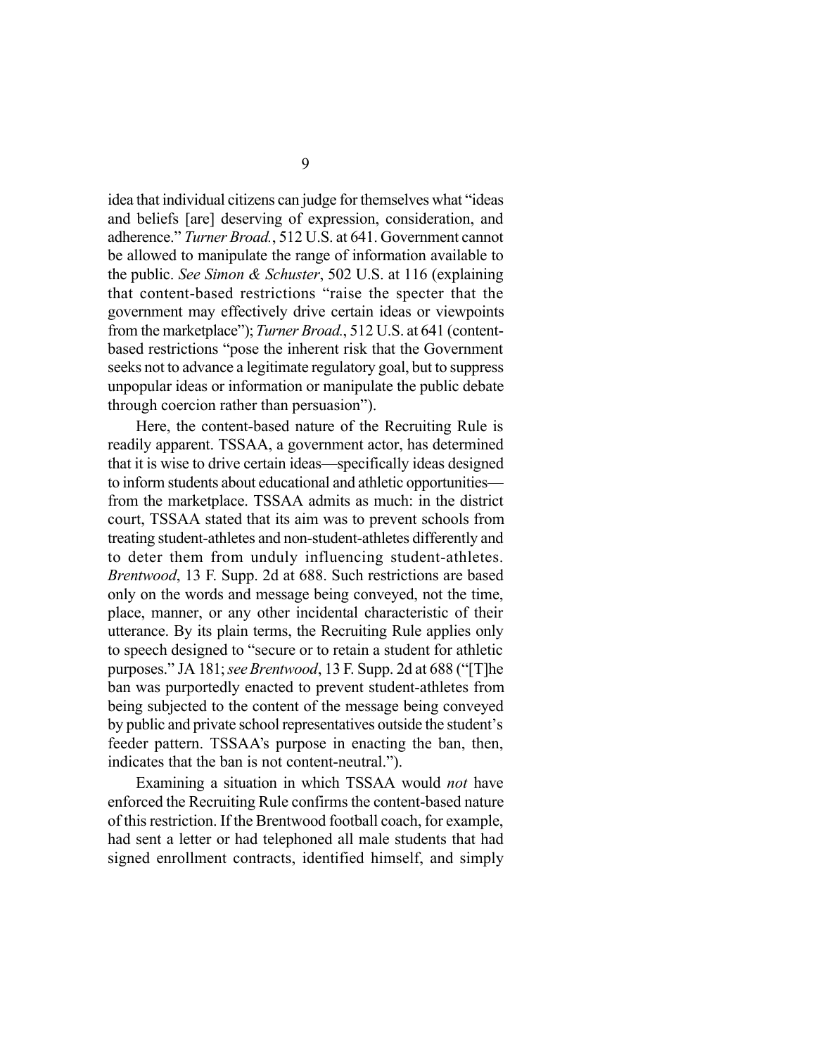idea that individual citizens can judge for themselves what "ideas and beliefs [are] deserving of expression, consideration, and adherence." *Turner Broad.*, 512 U.S. at 641. Government cannot be allowed to manipulate the range of information available to the public. *See Simon & Schuster*, 502 U.S. at 116 (explaining that content-based restrictions "raise the specter that the government may effectively drive certain ideas or viewpoints from the marketplace"); *Turner Broad.*, 512 U.S. at 641 (content-based restrictions "pose the inherent risk that the Government seeks not to advance a legitimate regulatory goal, but to suppress unpopular ideas or information or manipulate the public debate through coercion rather than persuasion").

Here, the content-based nature of the Recruiting Rule is readily apparent. TSSAA, a government actor, has determined that it is wise to drive certain ideas—specifically ideas designed to inform students about educational and athletic opportunities—from the marketplace. TSSAA admits as much: in the district court, TSSAA stated that its aim was to prevent schools from treating student-athletes and non-student-athletes differently and to deter them from unduly influencing student-athletes. *Brentwood*, 13 F. Supp. 2d at 688. Such restrictions are based only on the words and message being conveyed, not the time, place, manner, or any other incidental characteristic of their utterance. By its plain terms, the Recruiting Rule applies only to speech designed to "secure or to retain a student for athletic purposes." JA 181; *see Brentwood*, 13 F. Supp. 2d at 688 ("[T]he ban was purportedly enacted to prevent student-athletes from being subjected to the content of the message being conveyed by public and private school representatives outside the student's feeder pattern. TSSAA's purpose in enacting the ban, then, indicates that the ban is not content-neutral.").

Examining a situation in which TSSAA would *not* have enforced the Recruiting Rule confirms the content-based nature of this restriction. If the Brentwood football coach, for example, had sent a letter or had telephoned all male students that had signed enrollment contracts, identified himself, and simply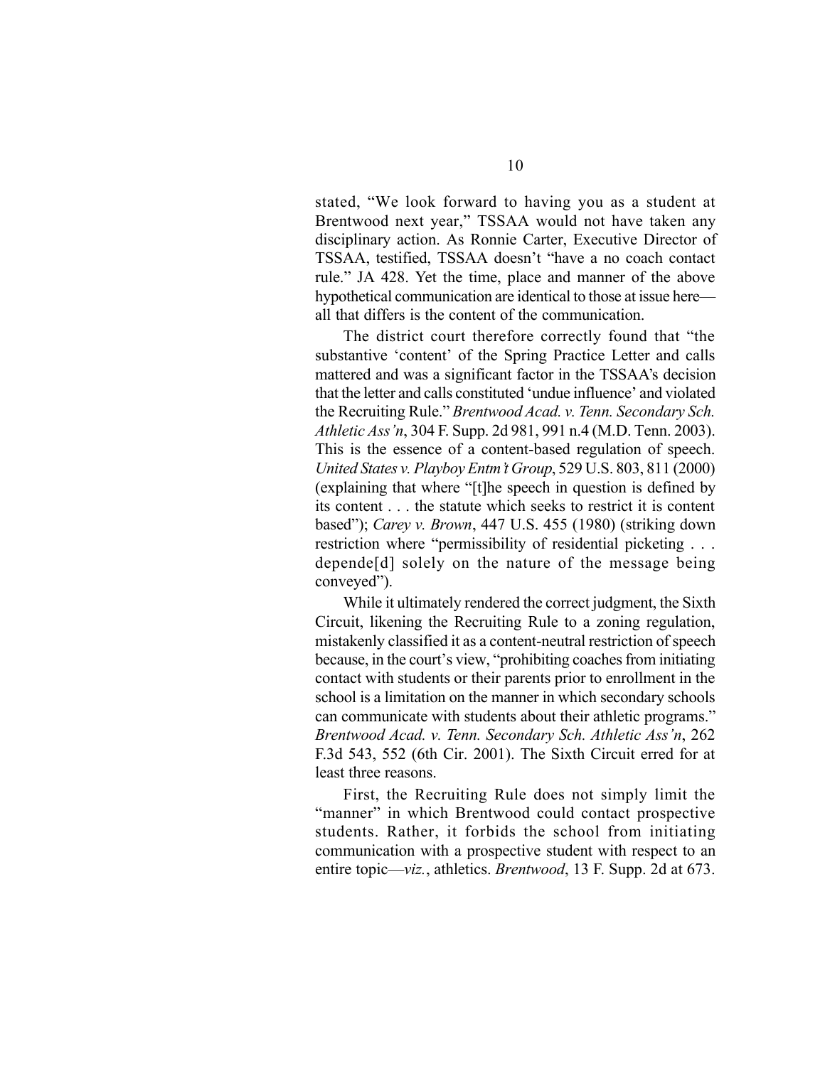stated, "We look forward to having you as a student at Brentwood next year," TSSAA would not have taken any disciplinary action. As Ronnie Carter, Executive Director of TSSAA, testified, TSSAA doesn't "have a no coach contact rule." JA 428. Yet the time, place and manner of the above hypothetical communication are identical to those at issue here—all that differs is the content of the communication.

The district court therefore correctly found that "the substantive 'content' of the Spring Practice Letter and calls mattered and was a significant factor in the TSSAA's decision that the letter and calls constituted 'undue influence' and violated the Recruiting Rule." *Brentwood Acad. v. Tenn. Secondary Sch. Athletic Ass'n*, 304 F. Supp. 2d 981, 991 n.4 (M.D. Tenn. 2003). This is the essence of a content-based regulation of speech. *United States v. Playboy Entm't Group*, 529 U.S. 803, 811 (2000) (explaining that where "[t]he speech in question is defined by its content . . . the statute which seeks to restrict it is content based"); *Carey v. Brown*, 447 U.S. 455 (1980) (striking down restriction where "permissibility of residential picketing . . . depende[d] solely on the nature of the message being conveyed").

While it ultimately rendered the correct judgment, the Sixth Circuit, likening the Recruiting Rule to a zoning regulation, mistakenly classified it as a content-neutral restriction of speech because, in the court's view, "prohibiting coaches from initiating contact with students or their parents prior to enrollment in the school is a limitation on the manner in which secondary schools can communicate with students about their athletic programs." *Brentwood Acad. v. Tenn. Secondary Sch. Athletic Ass'n*, 262 F.3d 543, 552 (6th Cir. 2001). The Sixth Circuit erred for at least three reasons.

First, the Recruiting Rule does not simply limit the "manner" in which Brentwood could contact prospective students. Rather, it forbids the school from initiating communication with a prospective student with respect to an entire topic—*viz.*, athletics. *Brentwood*, 13 F. Supp. 2d at 673.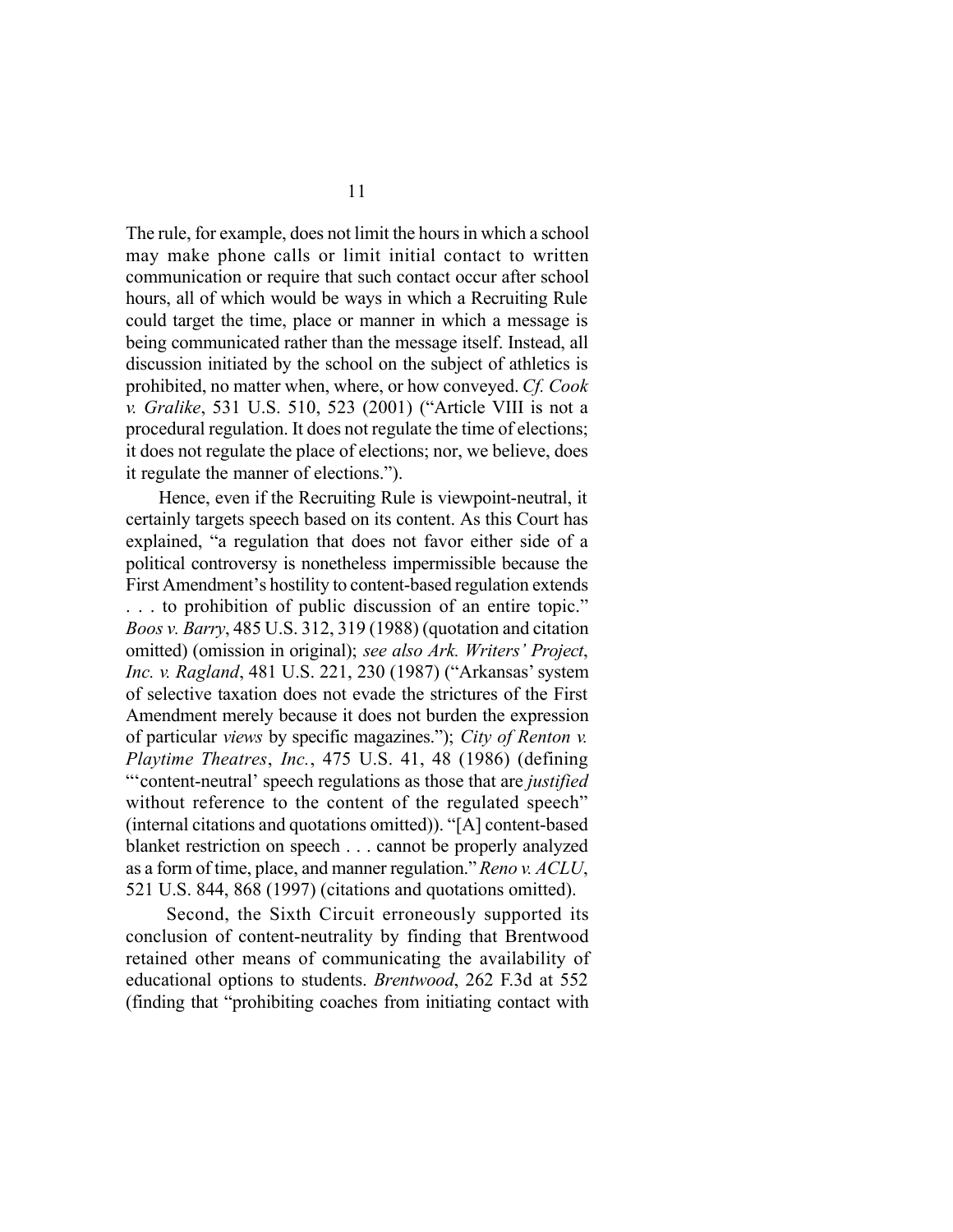The rule, for example, does not limit the hours in which a school may make phone calls or limit initial contact to written communication or require that such contact occur after school hours, all of which would be ways in which a Recruiting Rule could target the time, place or manner in which a message is being communicated rather than the message itself. Instead, all discussion initiated by the school on the subject of athletics is prohibited, no matter when, where, or how conveyed. *Cf. Cook v. Gralike*, 531 U.S. 510, 523 (2001) ("Article VIII is not a procedural regulation. It does not regulate the time of elections; it does not regulate the place of elections; nor, we believe, does it regulate the manner of elections.").

Hence, even if the Recruiting Rule is viewpoint-neutral, it certainly targets speech based on its content. As this Court has explained, "a regulation that does not favor either side of a political controversy is nonetheless impermissible because the First Amendment's hostility to content-based regulation extends . . . to prohibition of public discussion of an entire topic." *Boos v. Barry*, 485 U.S. 312, 319 (1988) (quotation and citation omitted) (omission in original); *see also Ark. Writers' Project, Inc. v. Ragland*, 481 U.S. 221, 230 (1987) ("Arkansas' system of selective taxation does not evade the strictures of the First Amendment merely because it does not burden the expression of particular *views* by specific magazines."); *City of Renton v. Playtime Theatres, Inc.*, 475 U.S. 41, 48 (1986) (defining "'content-neutral' speech regulations as those that are *justified* without reference to the content of the regulated speech" (internal citations and quotations omitted)). "[A] content-based blanket restriction on speech . . . cannot be properly analyzed as a form of time, place, and manner regulation." *Reno v. ACLU*, 521 U.S. 844, 868 (1997) (citations and quotations omitted).

Second, the Sixth Circuit erroneously supported its conclusion of content-neutrality by finding that Brentwood retained other means of communicating the availability of educational options to students. *Brentwood*, 262 F.3d at 552 (finding that "prohibiting coaches from initiating contact with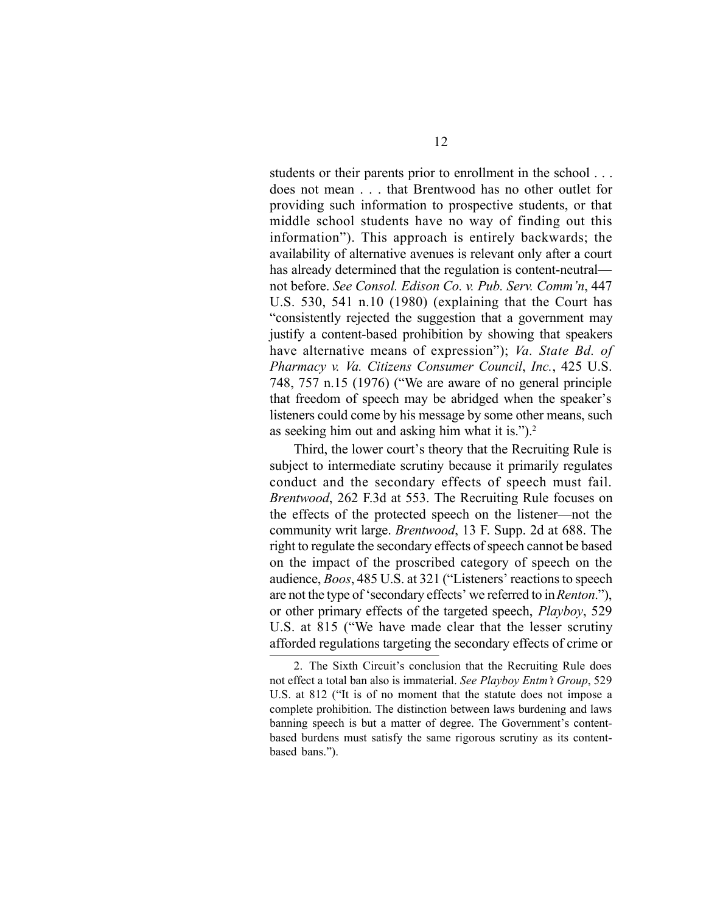students or their parents prior to enrollment in the school . . . does not mean . . . that Brentwood has no other outlet for providing such information to prospective students, or that middle school students have no way of finding out this information"). This approach is entirely backwards; the availability of alternative avenues is relevant only after a court has already determined that the regulation is content-neutral—not before. *See Consol. Edison Co. v. Pub. Serv. Comm'n*, 447 U.S. 530, 541 n.10 (1980) (explaining that the Court has "consistently rejected the suggestion that a government may justify a content-based prohibition by showing that speakers have alternative means of expression"); *Va. State Bd. of Pharmacy v. Va. Citizens Consumer Council, Inc.*, 425 U.S. 748, 757 n.15 (1976) ("We are aware of no general principle that freedom of speech may be abridged when the speaker's listeners could come by his message by some other means, such as seeking him out and asking him what it is.").[2]

Third, the lower court's theory that the Recruiting Rule is subject to intermediate scrutiny because it primarily regulates conduct and the secondary effects of speech must fail. *Brentwood*, 262 F.3d at 553. The Recruiting Rule focuses on the effects of the protected speech on the listener—not the community writ large. *Brentwood*, 13 F. Supp. 2d at 688. The right to regulate the secondary effects of speech cannot be based on the impact of the proscribed category of speech on the audience, *Boos*, 485 U.S. at 321 ("Listeners' reactions to speech are not the type of 'secondary effects' we referred to in *Renton*."), or other primary effects of the targeted speech, *Playboy*, 529 U.S. at 815 ("We have made clear that the lesser scrutiny afforded regulations targeting the secondary effects of crime or

---

2. The Sixth Circuit's conclusion that the Recruiting Rule does not effect a total ban also is immaterial. *See Playboy Entm't Group*, 529 U.S. at 812 ("It is of no moment that the statute does not impose a complete prohibition. The distinction between laws burdening and laws banning speech is but a matter of degree. The Government's content-based burdens must satisfy the same rigorous scrutiny as its content-based bans.").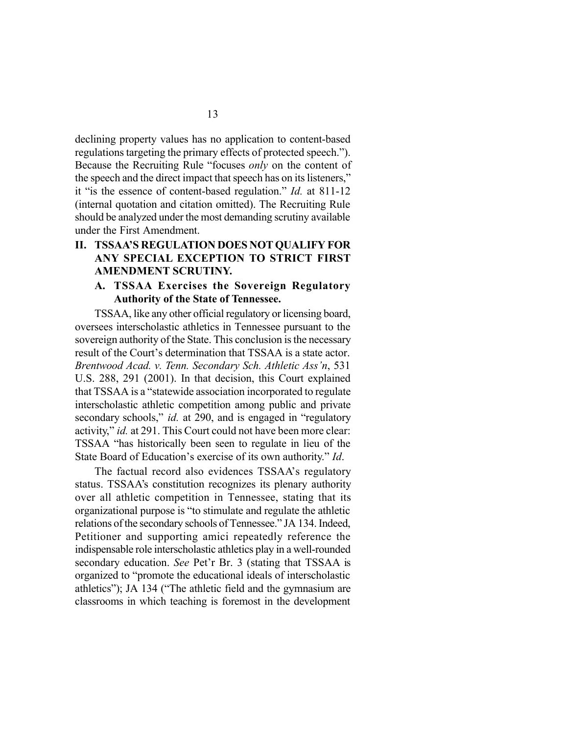declining property values has no application to content-based regulations targeting the primary effects of protected speech."). Because the Recruiting Rule "focuses *only* on the content of the speech and the direct impact that speech has on its listeners," it "is the essence of content-based regulation." *Id.* at 811-12 (internal quotation and citation omitted). The Recruiting Rule should be analyzed under the most demanding scrutiny available under the First Amendment.

## II. TSSAA'S REGULATION DOES NOT QUALIFY FOR ANY SPECIAL EXCEPTION TO STRICT FIRST AMENDMENT SCRUTINY.

### A. TSSAA Exercises the Sovereign Regulatory Authority of the State of Tennessee.

TSSAA, like any other official regulatory or licensing board, oversees interscholastic athletics in Tennessee pursuant to the sovereign authority of the State. This conclusion is the necessary result of the Court's determination that TSSAA is a state actor. *Brentwood Acad. v. Tenn. Secondary Sch. Athletic Ass'n*, 531 U.S. 288, 291 (2001). In that decision, this Court explained that TSSAA is a "statewide association incorporated to regulate interscholastic athletic competition among public and private secondary schools," *id.* at 290, and is engaged in "regulatory activity," *id.* at 291. This Court could not have been more clear: TSSAA "has historically been seen to regulate in lieu of the State Board of Education's exercise of its own authority." *Id*.

The factual record also evidences TSSAA's regulatory status. TSSAA's constitution recognizes its plenary authority over all athletic competition in Tennessee, stating that its organizational purpose is "to stimulate and regulate the athletic relations of the secondary schools of Tennessee." JA 134. Indeed, Petitioner and supporting amici repeatedly reference the indispensable role interscholastic athletics play in a well-rounded secondary education. *See* Pet'r Br. 3 (stating that TSSAA is organized to "promote the educational ideals of interscholastic athletics"); JA 134 ("The athletic field and the gymnasium are classrooms in which teaching is foremost in the development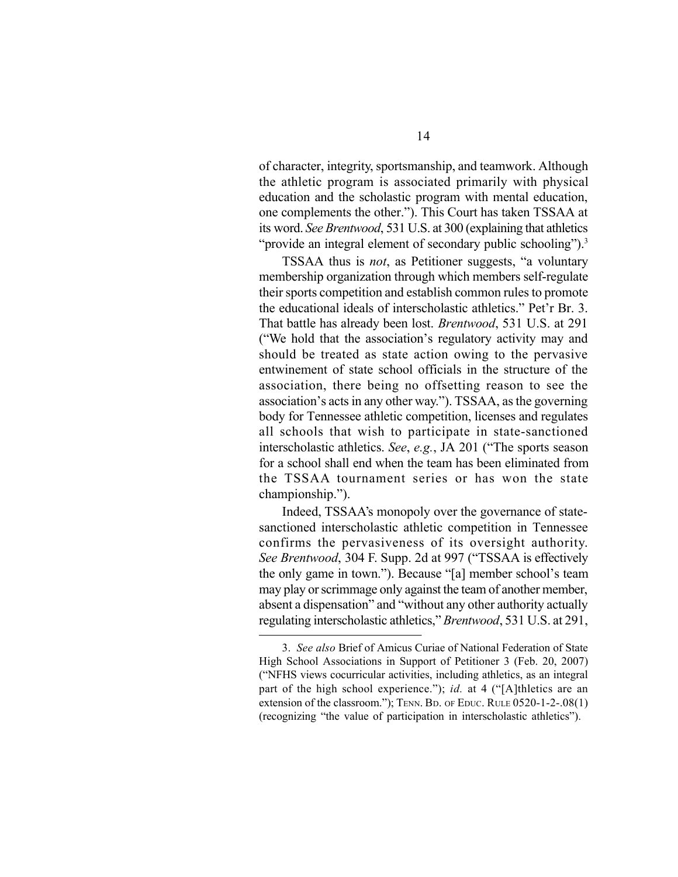of character, integrity, sportsmanship, and teamwork. Although the athletic program is associated primarily with physical education and the scholastic program with mental education, one complements the other."). This Court has taken TSSAA at its word. *See Brentwood*, 531 U.S. at 300 (explaining that athletics "provide an integral element of secondary public schooling").[3]

TSSAA thus is *not*, as Petitioner suggests, "a voluntary membership organization through which members self-regulate their sports competition and establish common rules to promote the educational ideals of interscholastic athletics." Pet'r Br. 3. That battle has already been lost. *Brentwood*, 531 U.S. at 291 ("We hold that the association's regulatory activity may and should be treated as state action owing to the pervasive entwinement of state school officials in the structure of the association, there being no offsetting reason to see the association's acts in any other way."). TSSAA, as the governing body for Tennessee athletic competition, licenses and regulates all schools that wish to participate in state-sanctioned interscholastic athletics. *See*, *e.g.*, JA 201 ("The sports season for a school shall end when the team has been eliminated from the TSSAA tournament series or has won the state championship.").

Indeed, TSSAA's monopoly over the governance of state-sanctioned interscholastic athletic competition in Tennessee confirms the pervasiveness of its oversight authority. *See Brentwood*, 304 F. Supp. 2d at 997 ("TSSAA is effectively the only game in town."). Because "[a] member school's team may play or scrimmage only against the team of another member, absent a dispensation" and "without any other authority actually regulating interscholastic athletics," *Brentwood*, 531 U.S. at 291,

---

3. *See also* Brief of Amicus Curiae of National Federation of State High School Associations in Support of Petitioner 3 (Feb. 20, 2007) ("NFHS views cocurricular activities, including athletics, as an integral part of the high school experience."); *id.* at 4 ("[A]thletics are an extension of the classroom."); TENN. BD. OF EDUC. RULE 0520-1-2-.08(1) (recognizing "the value of participation in interscholastic athletics").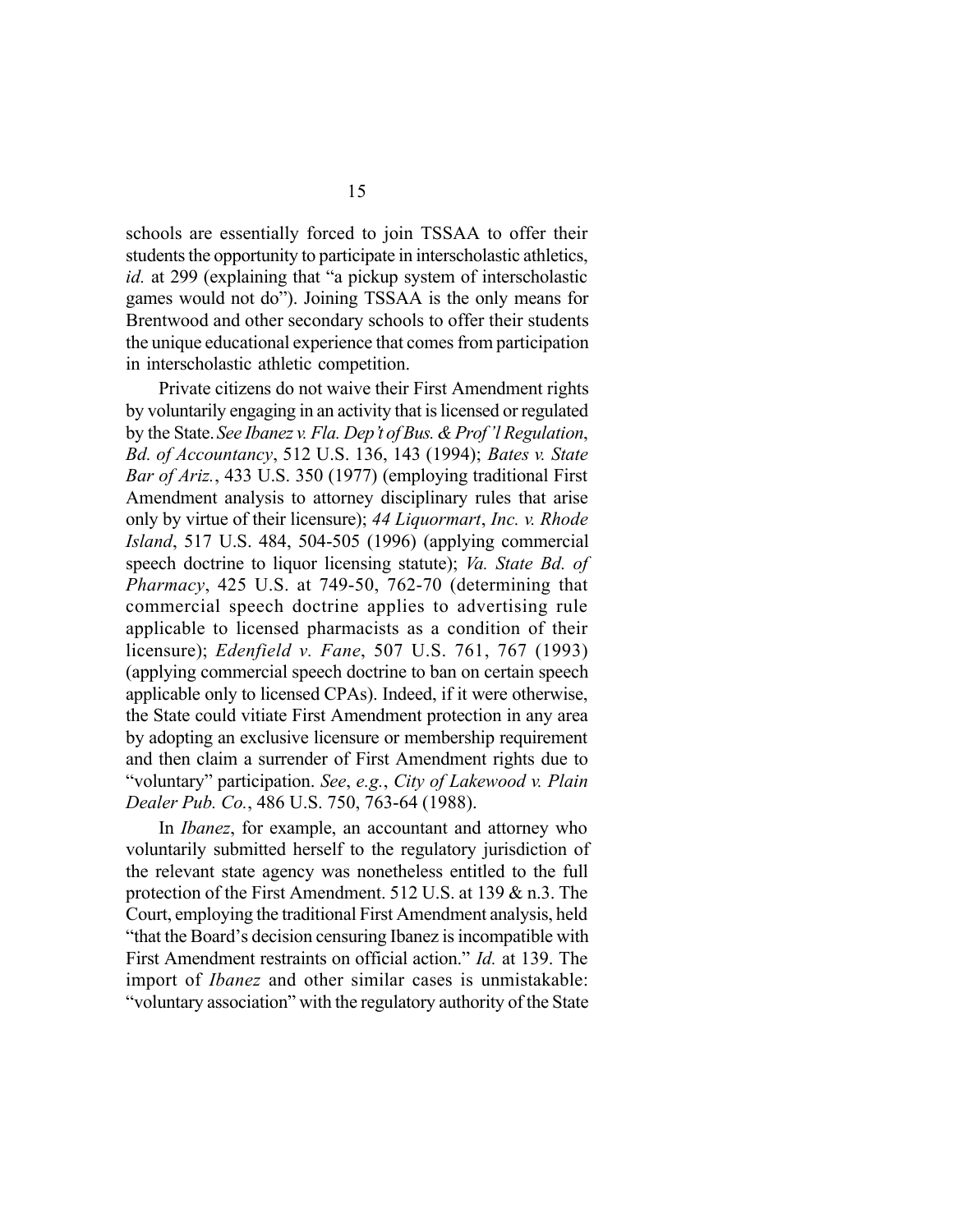schools are essentially forced to join TSSAA to offer their students the opportunity to participate in interscholastic athletics, *id.* at 299 (explaining that "a pickup system of interscholastic games would not do"). Joining TSSAA is the only means for Brentwood and other secondary schools to offer their students the unique educational experience that comes from participation in interscholastic athletic competition.

Private citizens do not waive their First Amendment rights by voluntarily engaging in an activity that is licensed or regulated by the State. *See Ibanez v. Fla. Dep't of Bus. & Prof'l Regulation, Bd. of Accountancy*, 512 U.S. 136, 143 (1994); *Bates v. State Bar of Ariz.*, 433 U.S. 350 (1977) (employing traditional First Amendment analysis to attorney disciplinary rules that arise only by virtue of their licensure); *44 Liquormart, Inc. v. Rhode Island*, 517 U.S. 484, 504-505 (1996) (applying commercial speech doctrine to liquor licensing statute); *Va. State Bd. of Pharmacy*, 425 U.S. at 749-50, 762-70 (determining that commercial speech doctrine applies to advertising rule applicable to licensed pharmacists as a condition of their licensure); *Edenfield v. Fane*, 507 U.S. 761, 767 (1993) (applying commercial speech doctrine to ban on certain speech applicable only to licensed CPAs). Indeed, if it were otherwise, the State could vitiate First Amendment protection in any area by adopting an exclusive licensure or membership requirement and then claim a surrender of First Amendment rights due to "voluntary" participation. *See*, *e.g.*, *City of Lakewood v. Plain Dealer Pub. Co.*, 486 U.S. 750, 763-64 (1988).

In *Ibanez*, for example, an accountant and attorney who voluntarily submitted herself to the regulatory jurisdiction of the relevant state agency was nonetheless entitled to the full protection of the First Amendment. 512 U.S. at 139 & n.3. The Court, employing the traditional First Amendment analysis, held "that the Board's decision censuring Ibanez is incompatible with First Amendment restraints on official action." *Id.* at 139. The import of *Ibanez* and other similar cases is unmistakable: "voluntary association" with the regulatory authority of the State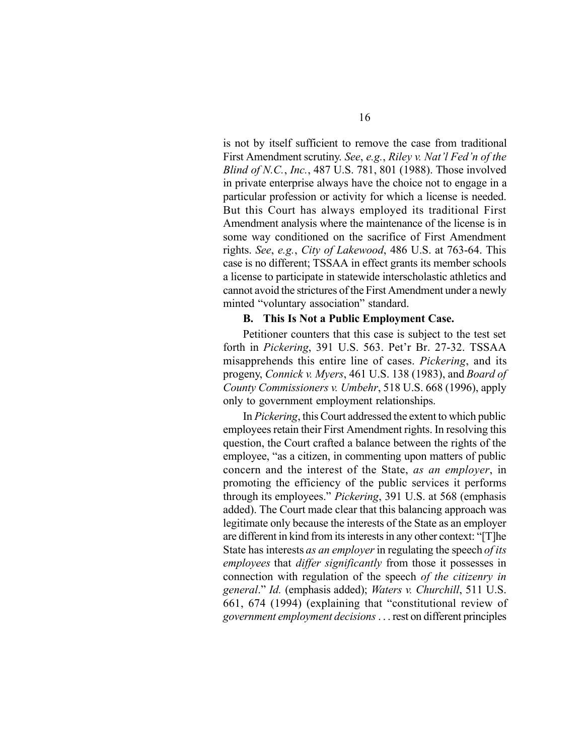is not by itself sufficient to remove the case from traditional First Amendment scrutiny. *See*, *e.g.*, *Riley v. Nat'l Fed'n of the Blind of N.C.*, *Inc.*, 487 U.S. 781, 801 (1988). Those involved in private enterprise always have the choice not to engage in a particular profession or activity for which a license is needed. But this Court has always employed its traditional First Amendment analysis where the maintenance of the license is in some way conditioned on the sacrifice of First Amendment rights. *See*, *e.g.*, *City of Lakewood*, 486 U.S. at 763-64. This case is no different; TSSAA in effect grants its member schools a license to participate in statewide interscholastic athletics and cannot avoid the strictures of the First Amendment under a newly minted "voluntary association" standard.

### B. This Is Not a Public Employment Case.

Petitioner counters that this case is subject to the test set forth in *Pickering*, 391 U.S. 563. Pet'r Br. 27-32. TSSAA misapprehends this entire line of cases. *Pickering*, and its progeny, *Connick v. Myers*, 461 U.S. 138 (1983), and *Board of County Commissioners v. Umbehr*, 518 U.S. 668 (1996), apply only to government employment relationships.

In *Pickering*, this Court addressed the extent to which public employees retain their First Amendment rights. In resolving this question, the Court crafted a balance between the rights of the employee, "as a citizen, in commenting upon matters of public concern and the interest of the State, *as an employer*, in promoting the efficiency of the public services it performs through its employees." *Pickering*, 391 U.S. at 568 (emphasis added). The Court made clear that this balancing approach was legitimate only because the interests of the State as an employer are different in kind from its interests in any other context: "[T]he State has interests *as an employer* in regulating the speech *of its employees* that *differ significantly* from those it possesses in connection with regulation of the speech *of the citizenry in general*." *Id.* (emphasis added); *Waters v. Churchill*, 511 U.S. 661, 674 (1994) (explaining that "constitutional review of *government employment decisions* . . . rest on different principles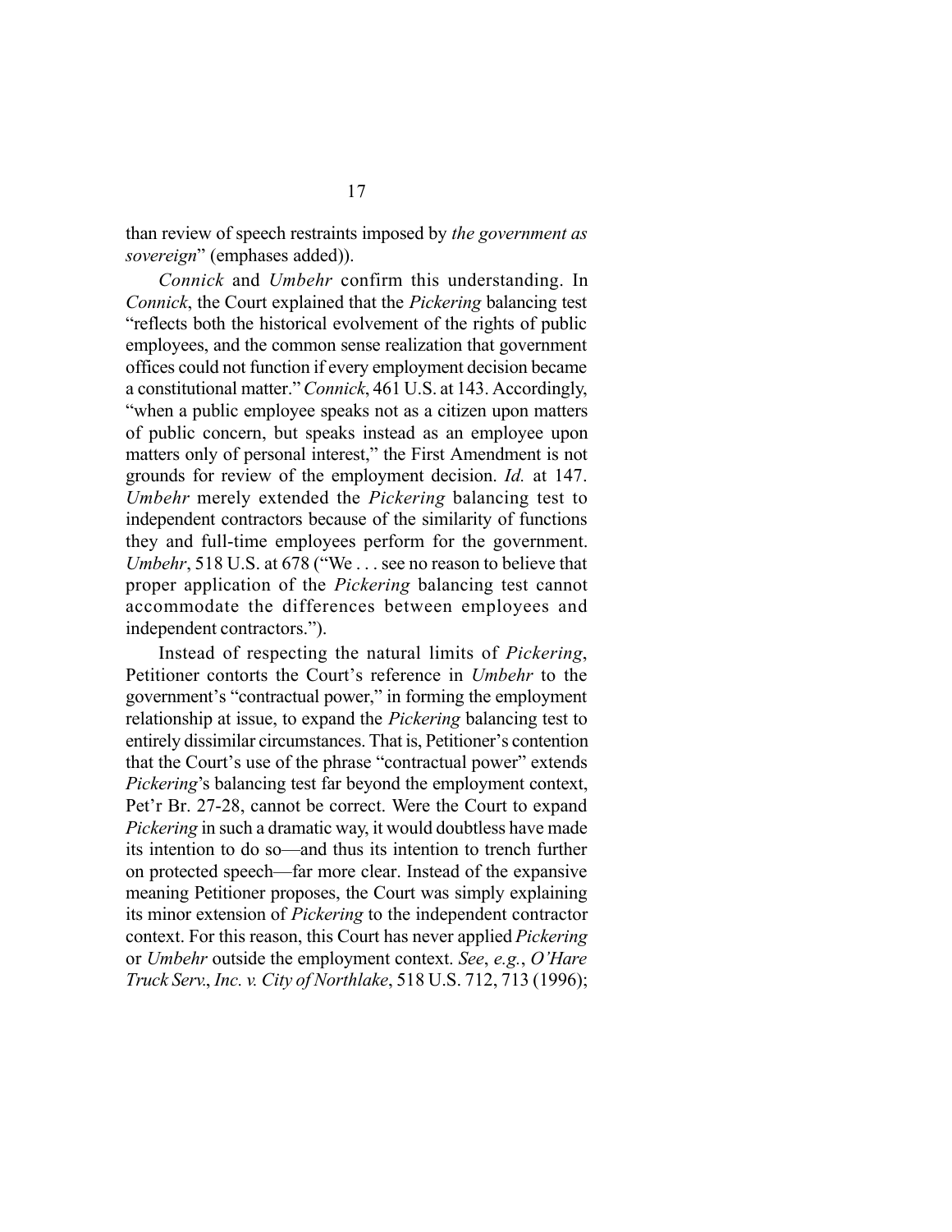than review of speech restraints imposed by *the government as sovereign*" (emphases added)).

*Connick* and *Umbehr* confirm this understanding. In *Connick*, the Court explained that the *Pickering* balancing test "reflects both the historical evolvement of the rights of public employees, and the common sense realization that government offices could not function if every employment decision became a constitutional matter." *Connick*, 461 U.S. at 143. Accordingly, "when a public employee speaks not as a citizen upon matters of public concern, but speaks instead as an employee upon matters only of personal interest," the First Amendment is not grounds for review of the employment decision. *Id.* at 147. *Umbehr* merely extended the *Pickering* balancing test to independent contractors because of the similarity of functions they and full-time employees perform for the government. *Umbehr*, 518 U.S. at 678 ("We . . . see no reason to believe that proper application of the *Pickering* balancing test cannot accommodate the differences between employees and independent contractors.").

Instead of respecting the natural limits of *Pickering*, Petitioner contorts the Court's reference in *Umbehr* to the government's "contractual power," in forming the employment relationship at issue, to expand the *Pickering* balancing test to entirely dissimilar circumstances. That is, Petitioner's contention that the Court's use of the phrase "contractual power" extends *Pickering*'s balancing test far beyond the employment context, Pet'r Br. 27-28, cannot be correct. Were the Court to expand *Pickering* in such a dramatic way, it would doubtless have made its intention to do so—and thus its intention to trench further on protected speech—far more clear. Instead of the expansive meaning Petitioner proposes, the Court was simply explaining its minor extension of *Pickering* to the independent contractor context. For this reason, this Court has never applied *Pickering* or *Umbehr* outside the employment context. *See*, *e.g.*, *O'Hare Truck Serv.*, *Inc. v. City of Northlake*, 518 U.S. 712, 713 (1996);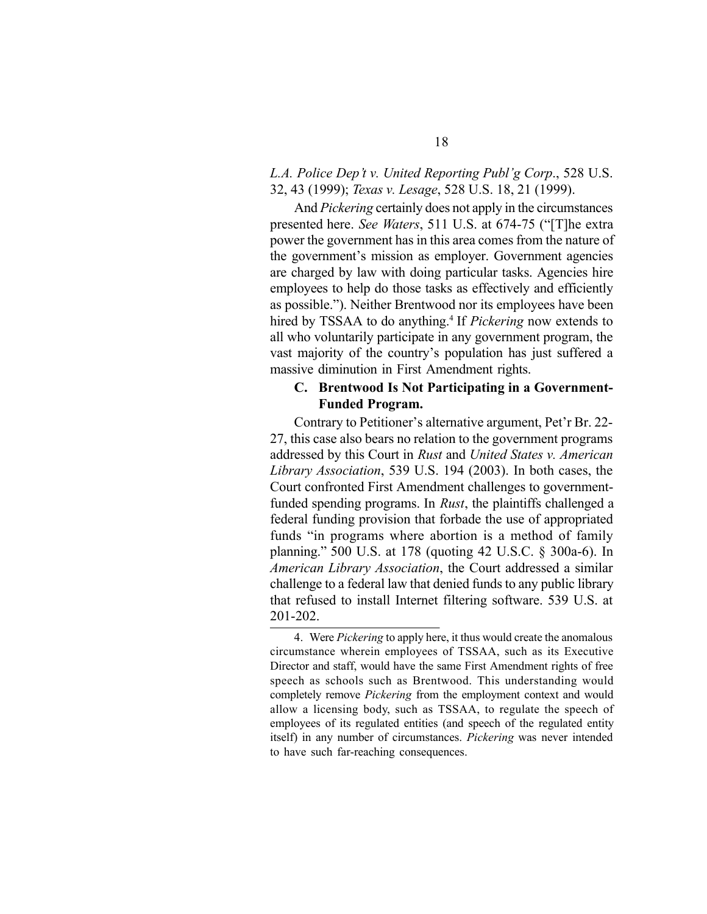*L.A. Police Dep't v. United Reporting Publ'g Corp*., 528 U.S. 32, 43 (1999); *Texas v. Lesage*, 528 U.S. 18, 21 (1999).

And *Pickering* certainly does not apply in the circumstances presented here. *See Waters*, 511 U.S. at 674-75 ("[T]he extra power the government has in this area comes from the nature of the government's mission as employer. Government agencies are charged by law with doing particular tasks. Agencies hire employees to help do those tasks as effectively and efficiently as possible."). Neither Brentwood nor its employees have been hired by TSSAA to do anything.[4] If *Pickering* now extends to all who voluntarily participate in any government program, the vast majority of the country's population has just suffered a massive diminution in First Amendment rights.

### C. Brentwood Is Not Participating in a Government-Funded Program.

Contrary to Petitioner's alternative argument, Pet'r Br. 22-27, this case also bears no relation to the government programs addressed by this Court in *Rust* and *United States v. American Library Association*, 539 U.S. 194 (2003). In both cases, the Court confronted First Amendment challenges to government-funded spending programs. In *Rust*, the plaintiffs challenged a federal funding provision that forbade the use of appropriated funds "in programs where abortion is a method of family planning." 500 U.S. at 178 (quoting 42 U.S.C. § 300a-6). In *American Library Association*, the Court addressed a similar challenge to a federal law that denied funds to any public library that refused to install Internet filtering software. 539 U.S. at 201-202.

---

4. Were *Pickering* to apply here, it thus would create the anomalous circumstance wherein employees of TSSAA, such as its Executive Director and staff, would have the same First Amendment rights of free speech as schools such as Brentwood. This understanding would completely remove *Pickering* from the employment context and would allow a licensing body, such as TSSAA, to regulate the speech of employees of its regulated entities (and speech of the regulated entity itself) in any number of circumstances. *Pickering* was never intended to have such far-reaching consequences.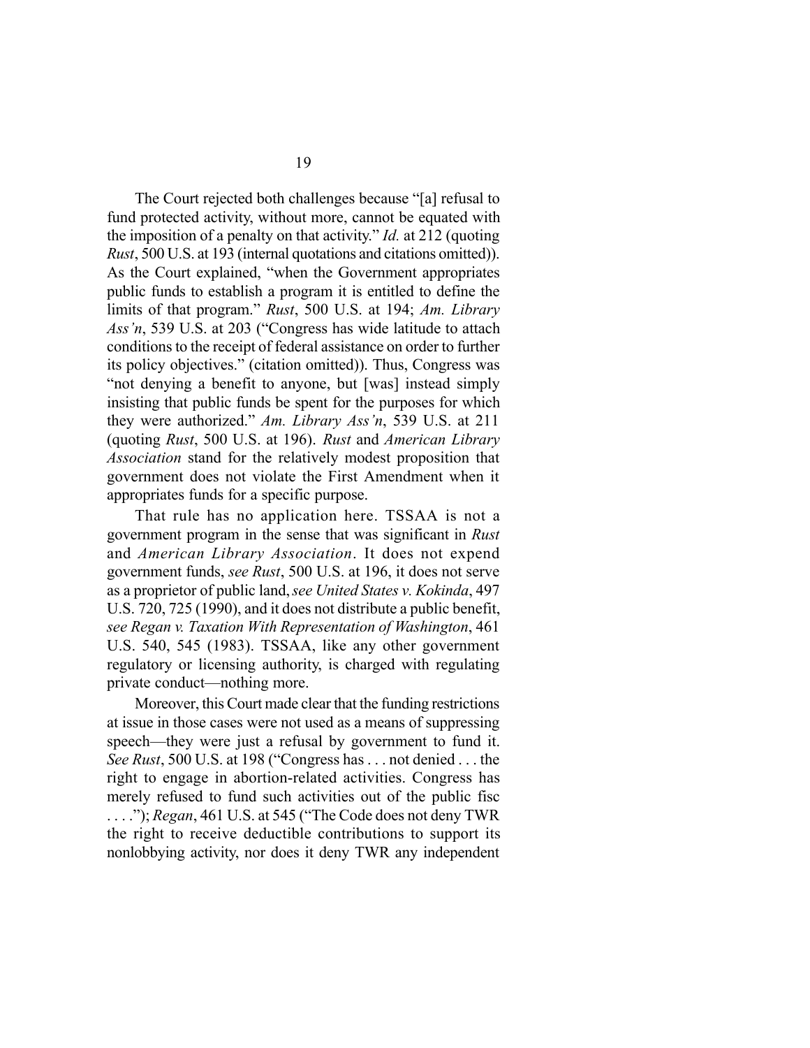The Court rejected both challenges because "[a] refusal to fund protected activity, without more, cannot be equated with the imposition of a penalty on that activity." *Id.* at 212 (quoting *Rust*, 500 U.S. at 193 (internal quotations and citations omitted)). As the Court explained, "when the Government appropriates public funds to establish a program it is entitled to define the limits of that program." *Rust*, 500 U.S. at 194; *Am. Library Ass'n*, 539 U.S. at 203 ("Congress has wide latitude to attach conditions to the receipt of federal assistance on order to further its policy objectives." (citation omitted)). Thus, Congress was "not denying a benefit to anyone, but [was] instead simply insisting that public funds be spent for the purposes for which they were authorized." *Am. Library Ass'n*, 539 U.S. at 211 (quoting *Rust*, 500 U.S. at 196). *Rust* and *American Library Association* stand for the relatively modest proposition that government does not violate the First Amendment when it appropriates funds for a specific purpose.

That rule has no application here. TSSAA is not a government program in the sense that was significant in *Rust* and *American Library Association*. It does not expend government funds, *see Rust*, 500 U.S. at 196, it does not serve as a proprietor of public land, *see United States v. Kokinda*, 497 U.S. 720, 725 (1990), and it does not distribute a public benefit, *see Regan v. Taxation With Representation of Washington*, 461 U.S. 540, 545 (1983). TSSAA, like any other government regulatory or licensing authority, is charged with regulating private conduct—nothing more.

Moreover, this Court made clear that the funding restrictions at issue in those cases were not used as a means of suppressing speech—they were just a refusal by government to fund it. *See Rust*, 500 U.S. at 198 ("Congress has . . . not denied . . . the right to engage in abortion-related activities. Congress has merely refused to fund such activities out of the public fisc . . . ."); *Regan*, 461 U.S. at 545 ("The Code does not deny TWR the right to receive deductible contributions to support its nonlobbying activity, nor does it deny TWR any independent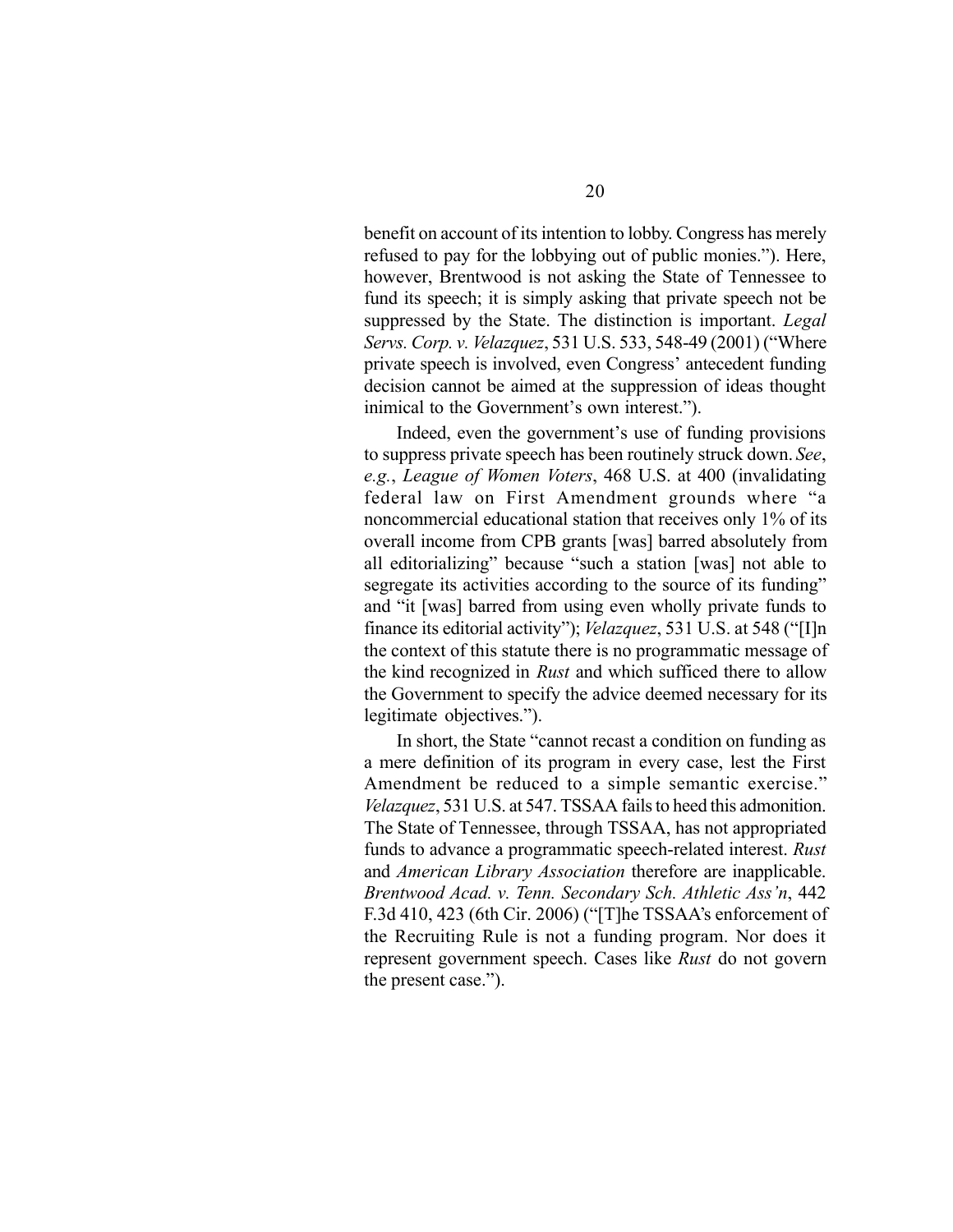benefit on account of its intention to lobby. Congress has merely refused to pay for the lobbying out of public monies."). Here, however, Brentwood is not asking the State of Tennessee to fund its speech; it is simply asking that private speech not be suppressed by the State. The distinction is important. *Legal Servs. Corp. v. Velazquez*, 531 U.S. 533, 548-49 (2001) ("Where private speech is involved, even Congress' antecedent funding decision cannot be aimed at the suppression of ideas thought inimical to the Government's own interest.").

Indeed, even the government's use of funding provisions to suppress private speech has been routinely struck down. *See*, *e.g.*, *League of Women Voters*, 468 U.S. at 400 (invalidating federal law on First Amendment grounds where "a noncommercial educational station that receives only 1% of its overall income from CPB grants [was] barred absolutely from all editorializing" because "such a station [was] not able to segregate its activities according to the source of its funding" and "it [was] barred from using even wholly private funds to finance its editorial activity"); *Velazquez*, 531 U.S. at 548 ("[I]n the context of this statute there is no programmatic message of the kind recognized in *Rust* and which sufficed there to allow the Government to specify the advice deemed necessary for its legitimate objectives.").

In short, the State "cannot recast a condition on funding as a mere definition of its program in every case, lest the First Amendment be reduced to a simple semantic exercise." *Velazquez*, 531 U.S. at 547. TSSAA fails to heed this admonition. The State of Tennessee, through TSSAA, has not appropriated funds to advance a programmatic speech-related interest. *Rust* and *American Library Association* therefore are inapplicable. *Brentwood Acad. v. Tenn. Secondary Sch. Athletic Ass'n*, 442 F.3d 410, 423 (6th Cir. 2006) ("[T]he TSSAA's enforcement of the Recruiting Rule is not a funding program. Nor does it represent government speech. Cases like *Rust* do not govern the present case.").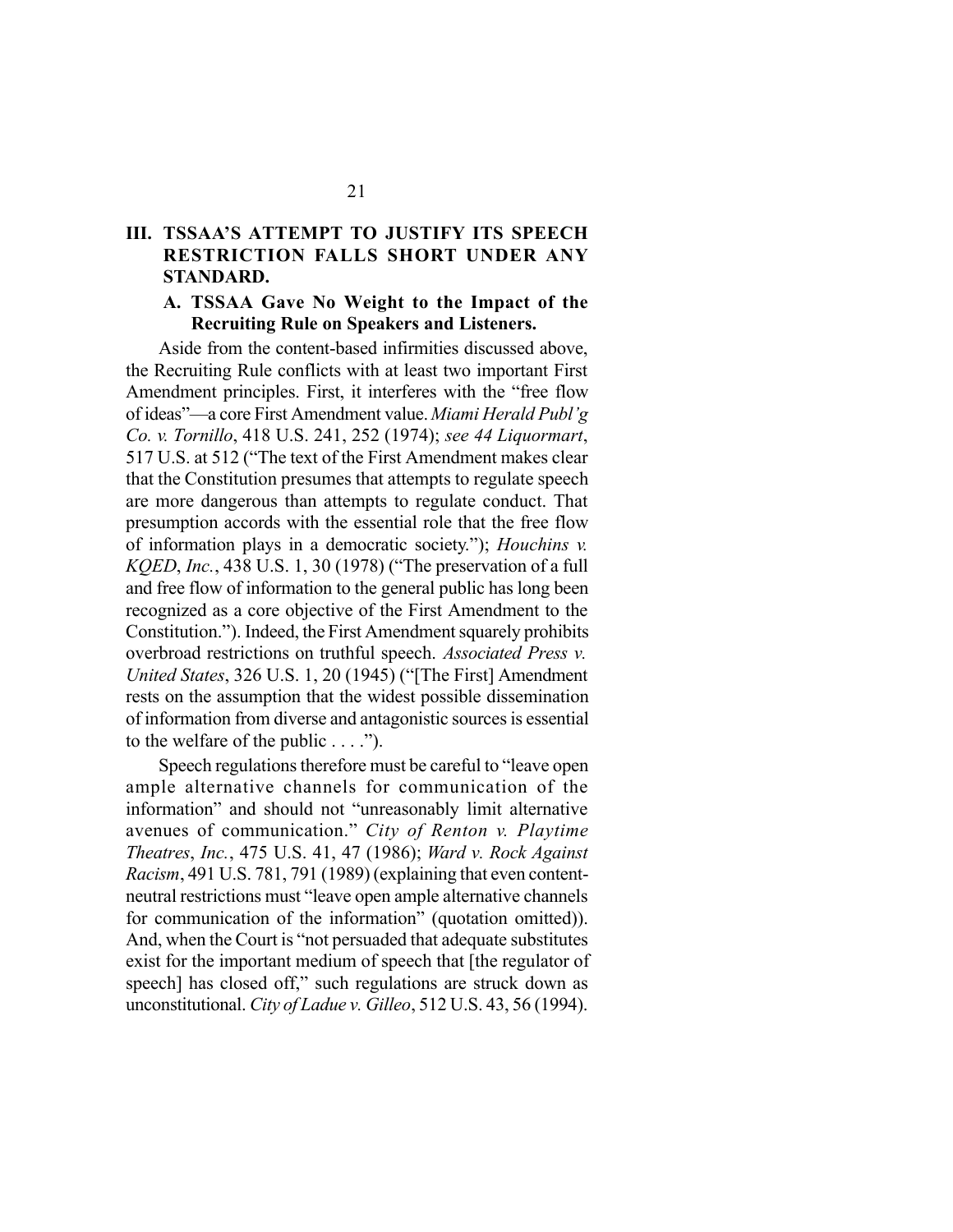## III. TSSAA'S ATTEMPT TO JUSTIFY ITS SPEECH RESTRICTION FALLS SHORT UNDER ANY STANDARD.

### A. TSSAA Gave No Weight to the Impact of the Recruiting Rule on Speakers and Listeners.

Aside from the content-based infirmities discussed above, the Recruiting Rule conflicts with at least two important First Amendment principles. First, it interferes with the "free flow of ideas"—a core First Amendment value. *Miami Herald Publ'g Co. v. Tornillo*, 418 U.S. 241, 252 (1974); *see 44 Liquormart*, 517 U.S. at 512 ("The text of the First Amendment makes clear that the Constitution presumes that attempts to regulate speech are more dangerous than attempts to regulate conduct. That presumption accords with the essential role that the free flow of information plays in a democratic society."); *Houchins v. KQED*, *Inc.*, 438 U.S. 1, 30 (1978) ("The preservation of a full and free flow of information to the general public has long been recognized as a core objective of the First Amendment to the Constitution."). Indeed, the First Amendment squarely prohibits overbroad restrictions on truthful speech. *Associated Press v. United States*, 326 U.S. 1, 20 (1945) ("[The First] Amendment rests on the assumption that the widest possible dissemination of information from diverse and antagonistic sources is essential to the welfare of the public . . . .").

Speech regulations therefore must be careful to "leave open ample alternative channels for communication of the information" and should not "unreasonably limit alternative avenues of communication." *City of Renton v. Playtime Theatres*, *Inc.*, 475 U.S. 41, 47 (1986); *Ward v. Rock Against Racism*, 491 U.S. 781, 791 (1989) (explaining that even content-neutral restrictions must "leave open ample alternative channels for communication of the information" (quotation omitted)). And, when the Court is "not persuaded that adequate substitutes exist for the important medium of speech that [the regulator of speech] has closed off," such regulations are struck down as unconstitutional. *City of Ladue v. Gilleo*, 512 U.S. 43, 56 (1994).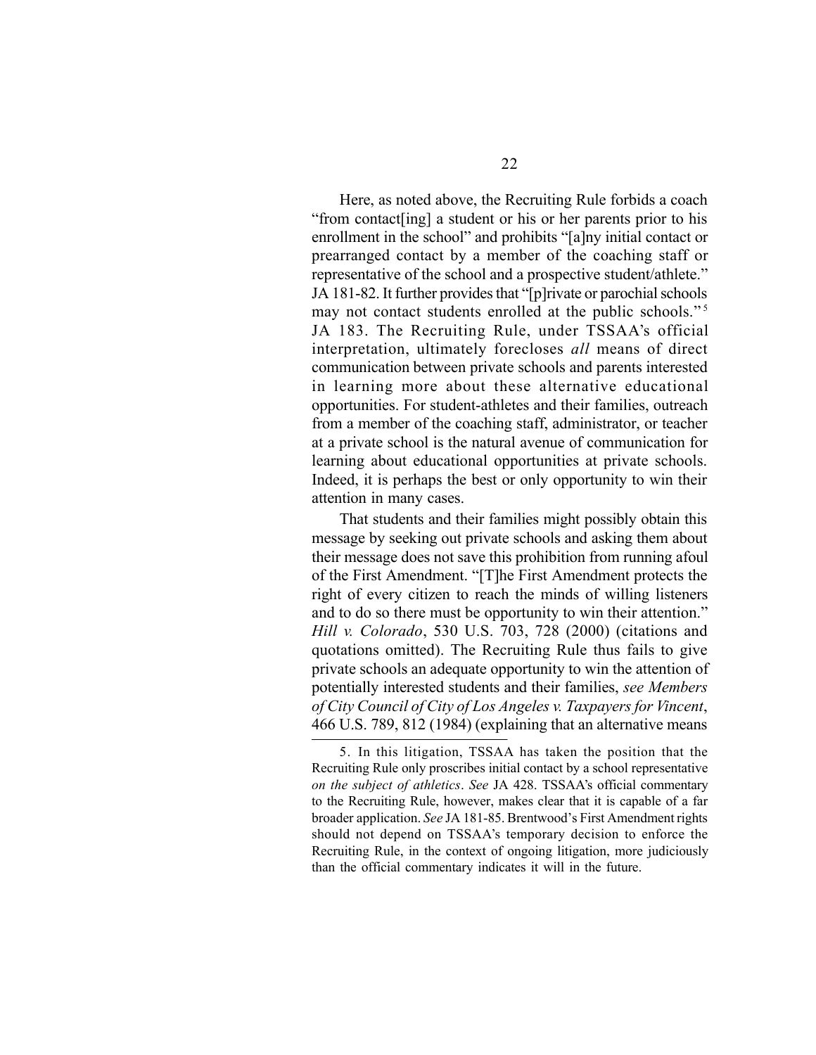Here, as noted above, the Recruiting Rule forbids a coach "from contact[ing] a student or his or her parents prior to his enrollment in the school" and prohibits "[a]ny initial contact or prearranged contact by a member of the coaching staff or representative of the school and a prospective student/athlete." JA 181-82. It further provides that "[p]rivate or parochial schools may not contact students enrolled at the public schools."[5] JA 183. The Recruiting Rule, under TSSAA's official interpretation, ultimately forecloses *all* means of direct communication between private schools and parents interested in learning more about these alternative educational opportunities. For student-athletes and their families, outreach from a member of the coaching staff, administrator, or teacher at a private school is the natural avenue of communication for learning about educational opportunities at private schools. Indeed, it is perhaps the best or only opportunity to win their attention in many cases.

That students and their families might possibly obtain this message by seeking out private schools and asking them about their message does not save this prohibition from running afoul of the First Amendment. "[T]he First Amendment protects the right of every citizen to reach the minds of willing listeners and to do so there must be opportunity to win their attention." *Hill v. Colorado*, 530 U.S. 703, 728 (2000) (citations and quotations omitted). The Recruiting Rule thus fails to give private schools an adequate opportunity to win the attention of potentially interested students and their families, *see Members of City Council of City of Los Angeles v. Taxpayers for Vincent*, 466 U.S. 789, 812 (1984) (explaining that an alternative means

---

5. In this litigation, TSSAA has taken the position that the Recruiting Rule only proscribes initial contact by a school representative *on the subject of athletics*. *See* JA 428. TSSAA's official commentary to the Recruiting Rule, however, makes clear that it is capable of a far broader application. *See* JA 181-85. Brentwood's First Amendment rights should not depend on TSSAA's temporary decision to enforce the Recruiting Rule, in the context of ongoing litigation, more judiciously than the official commentary indicates it will in the future.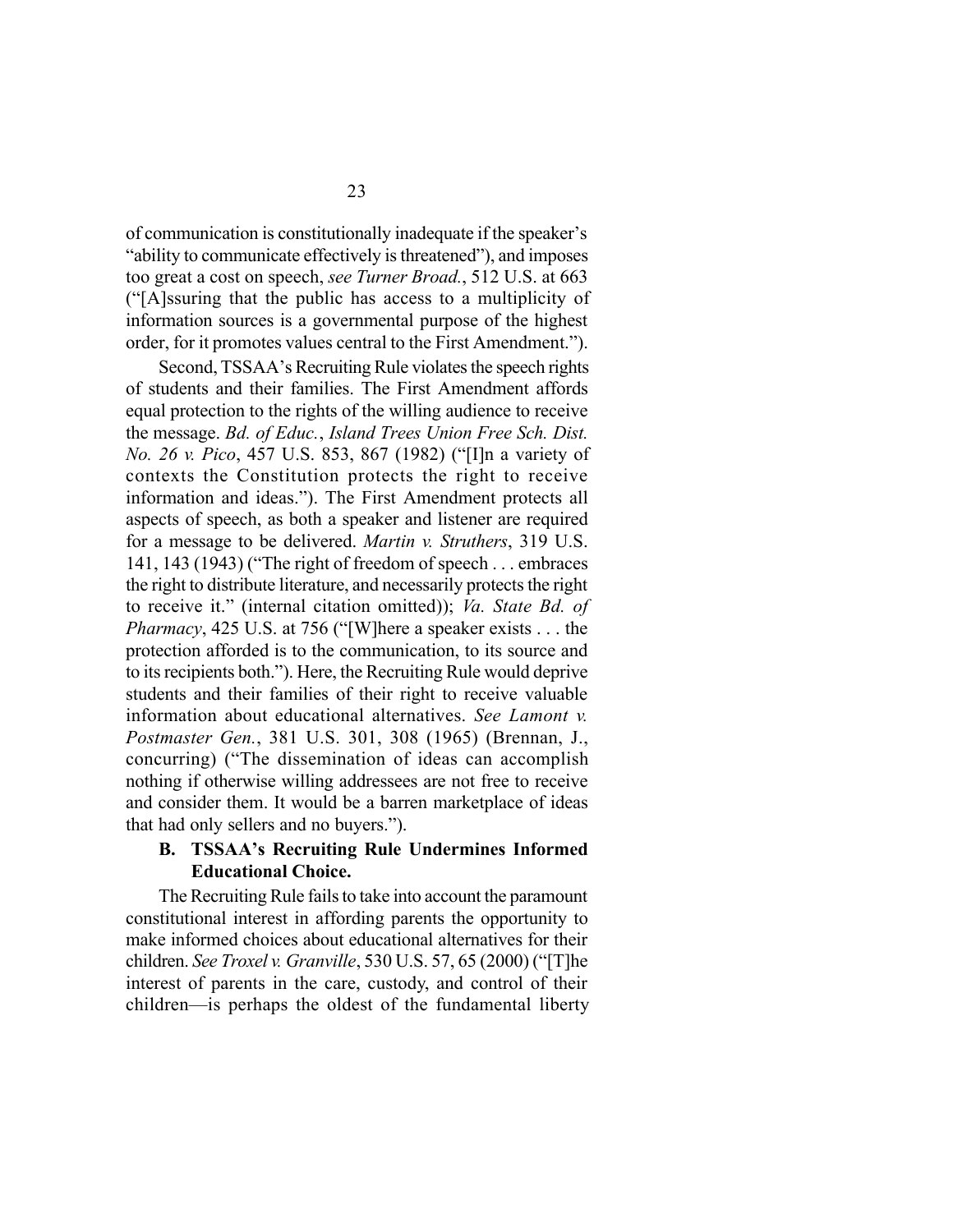of communication is constitutionally inadequate if the speaker's "ability to communicate effectively is threatened"), and imposes too great a cost on speech, *see Turner Broad.*, 512 U.S. at 663 ("[A]ssuring that the public has access to a multiplicity of information sources is a governmental purpose of the highest order, for it promotes values central to the First Amendment.").

Second, TSSAA's Recruiting Rule violates the speech rights of students and their families. The First Amendment affords equal protection to the rights of the willing audience to receive the message. *Bd. of Educ.*, *Island Trees Union Free Sch. Dist. No. 26 v. Pico*, 457 U.S. 853, 867 (1982) ("[I]n a variety of contexts the Constitution protects the right to receive information and ideas."). The First Amendment protects all aspects of speech, as both a speaker and listener are required for a message to be delivered. *Martin v. Struthers*, 319 U.S. 141, 143 (1943) ("The right of freedom of speech . . . embraces the right to distribute literature, and necessarily protects the right to receive it." (internal citation omitted)); *Va. State Bd. of Pharmacy*, 425 U.S. at 756 ("[W]here a speaker exists . . . the protection afforded is to the communication, to its source and to its recipients both."). Here, the Recruiting Rule would deprive students and their families of their right to receive valuable information about educational alternatives. *See Lamont v. Postmaster Gen.*, 381 U.S. 301, 308 (1965) (Brennan, J., concurring) ("The dissemination of ideas can accomplish nothing if otherwise willing addressees are not free to receive and consider them. It would be a barren marketplace of ideas that had only sellers and no buyers.").

### B. TSSAA's Recruiting Rule Undermines Informed Educational Choice.

The Recruiting Rule fails to take into account the paramount constitutional interest in affording parents the opportunity to make informed choices about educational alternatives for their children. *See Troxel v. Granville*, 530 U.S. 57, 65 (2000) ("[T]he interest of parents in the care, custody, and control of their children—is perhaps the oldest of the fundamental liberty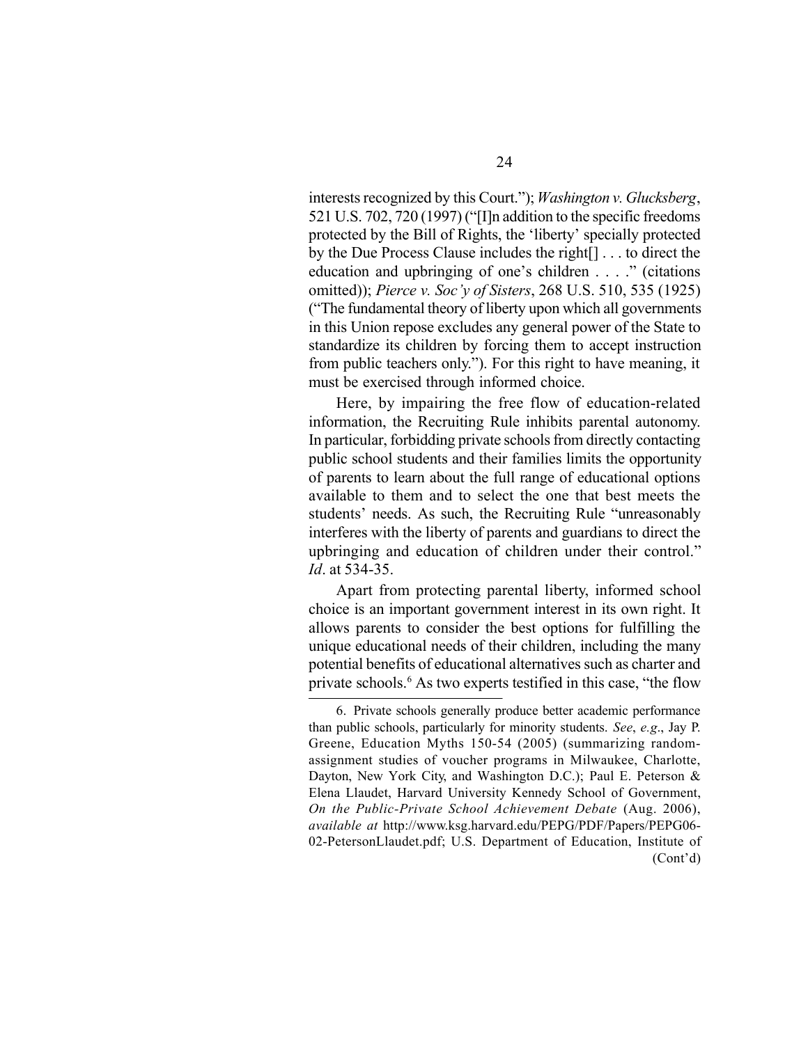interests recognized by this Court."); *Washington v. Glucksberg*, 521 U.S. 702, 720 (1997) ("[I]n addition to the specific freedoms protected by the Bill of Rights, the 'liberty' specially protected by the Due Process Clause includes the right[] . . . to direct the education and upbringing of one's children . . . ." (citations omitted)); *Pierce v. Soc'y of Sisters*, 268 U.S. 510, 535 (1925) ("The fundamental theory of liberty upon which all governments in this Union repose excludes any general power of the State to standardize its children by forcing them to accept instruction from public teachers only."). For this right to have meaning, it must be exercised through informed choice.

Here, by impairing the free flow of education-related information, the Recruiting Rule inhibits parental autonomy. In particular, forbidding private schools from directly contacting public school students and their families limits the opportunity of parents to learn about the full range of educational options available to them and to select the one that best meets the students' needs. As such, the Recruiting Rule "unreasonably interferes with the liberty of parents and guardians to direct the upbringing and education of children under their control." *Id*. at 534-35.

Apart from protecting parental liberty, informed school choice is an important government interest in its own right. It allows parents to consider the best options for fulfilling the unique educational needs of their children, including the many potential benefits of educational alternatives such as charter and private schools.[6] As two experts testified in this case, "the flow

---

6. Private schools generally produce better academic performance than public schools, particularly for minority students. *See*, *e.g*., Jay P. Greene, Education Myths 150-54 (2005) (summarizing random-assignment studies of voucher programs in Milwaukee, Charlotte, Dayton, New York City, and Washington D.C.); Paul E. Peterson & Elena Llaudet, Harvard University Kennedy School of Government, *On the Public-Private School Achievement Debate* (Aug. 2006), *available at* http://www.ksg.harvard.edu/PEPG/PDF/Papers/PEPG06-02-PetersonLlaudet.pdf; U.S. Department of Education, Institute of (Cont'd)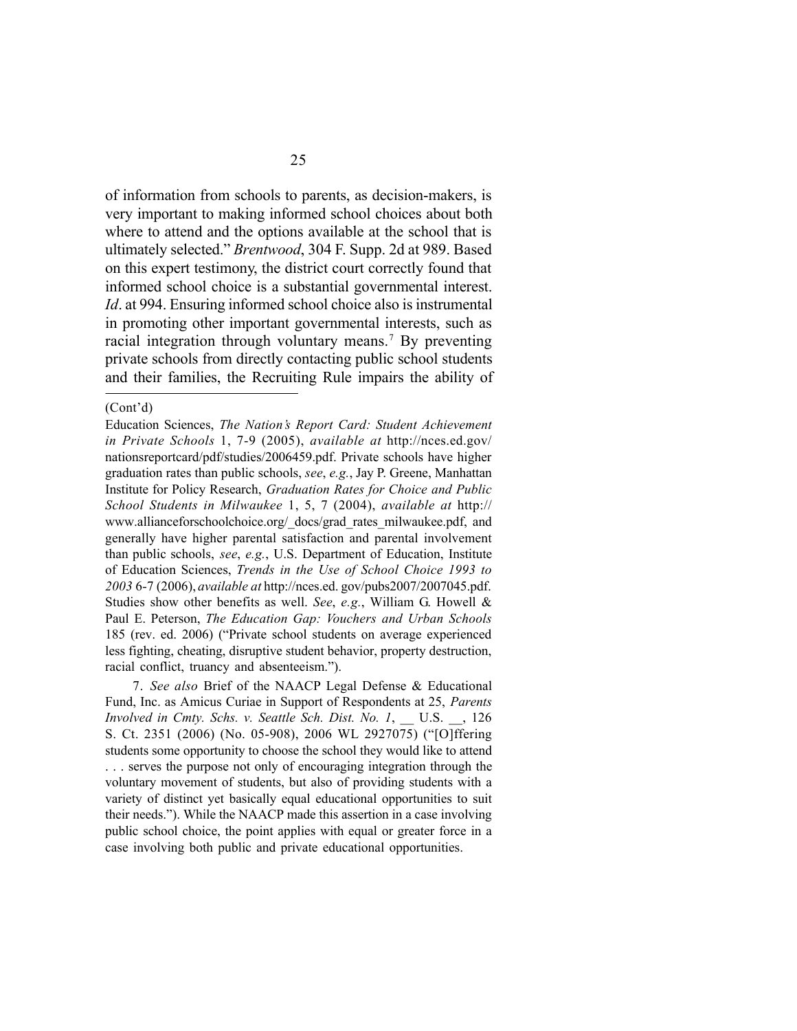of information from schools to parents, as decision-makers, is very important to making informed school choices about both where to attend and the options available at the school that is ultimately selected." *Brentwood*, 304 F. Supp. 2d at 989. Based on this expert testimony, the district court correctly found that informed school choice is a substantial governmental interest. *Id*. at 994. Ensuring informed school choice also is instrumental in promoting other important governmental interests, such as racial integration through voluntary means.[7] By preventing private schools from directly contacting public school students and their families, the Recruiting Rule impairs the ability of

---

(Cont'd)

Education Sciences, *The Nation's Report Card: Student Achievement in Private Schools* 1, 7-9 (2005), *available at* http://nces.ed.gov/nationsreportcard/pdf/studies/2006459.pdf. Private schools have higher graduation rates than public schools, *see*, *e.g.*, Jay P. Greene, Manhattan Institute for Policy Research, *Graduation Rates for Choice and Public School Students in Milwaukee* 1, 5, 7 (2004), *available at* http://www.allianceforschoolchoice.org/_docs/grad_rates_milwaukee.pdf, and generally have higher parental satisfaction and parental involvement than public schools, *see*, *e.g.*, U.S. Department of Education, Institute of Education Sciences, *Trends in the Use of School Choice 1993 to 2003* 6-7 (2006), *available at* http://nces.ed. gov/pubs2007/2007045.pdf. Studies show other benefits as well. *See*, *e.g.*, William G. Howell & Paul E. Peterson, *The Education Gap: Vouchers and Urban Schools* 185 (rev. ed. 2006) ("Private school students on average experienced less fighting, cheating, disruptive student behavior, property destruction, racial conflict, truancy and absenteeism.").

7. *See also* Brief of the NAACP Legal Defense & Educational Fund, Inc. as Amicus Curiae in Support of Respondents at 25, *Parents Involved in Cmty. Schs. v. Seattle Sch. Dist. No. 1*, __ U.S. __, 126 S. Ct. 2351 (2006) (No. 05-908), 2006 WL 2927075) ("[O]ffering students some opportunity to choose the school they would like to attend . . . serves the purpose not only of encouraging integration through the voluntary movement of students, but also of providing students with a variety of distinct yet basically equal educational opportunities to suit their needs."). While the NAACP made this assertion in a case involving public school choice, the point applies with equal or greater force in a case involving both public and private educational opportunities.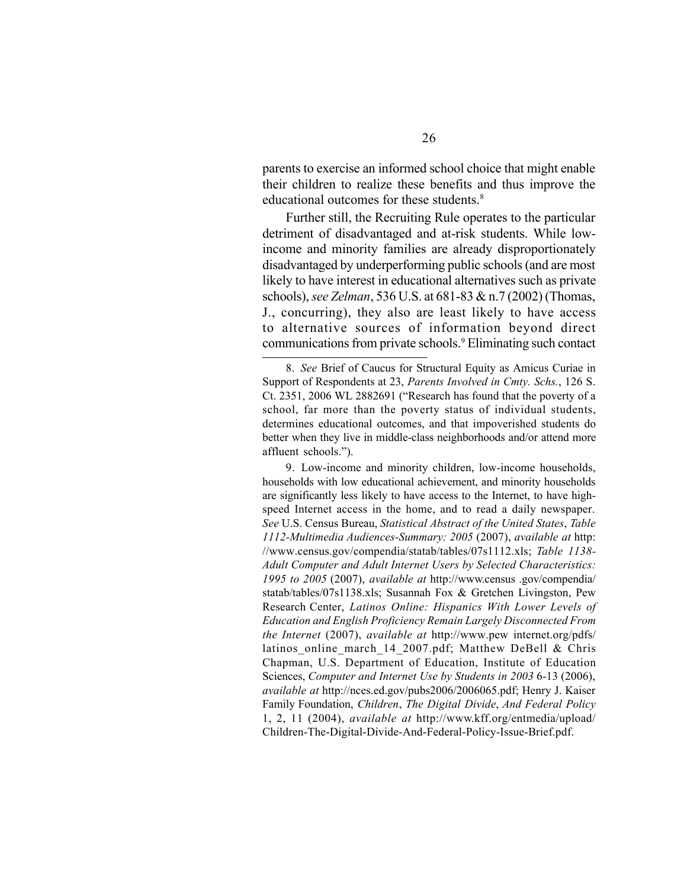parents to exercise an informed school choice that might enable their children to realize these benefits and thus improve the educational outcomes for these students.[8]

Further still, the Recruiting Rule operates to the particular detriment of disadvantaged and at-risk students. While low-income and minority families are already disproportionately disadvantaged by underperforming public schools (and are most likely to have interest in educational alternatives such as private schools), *see Zelman*, 536 U.S. at 681-83 & n.7 (2002) (Thomas, J., concurring), they also are least likely to have access to alternative sources of information beyond direct communications from private schools.[9] Eliminating such contact

---

8. *See* Brief of Caucus for Structural Equity as Amicus Curiae in Support of Respondents at 23, *Parents Involved in Cmty. Schs.*, 126 S. Ct. 2351, 2006 WL 2882691 ("Research has found that the poverty of a school, far more than the poverty status of individual students, determines educational outcomes, and that impoverished students do better when they live in middle-class neighborhoods and/or attend more affluent schools.").

9. Low-income and minority children, low-income households, households with low educational achievement, and minority households are significantly less likely to have access to the Internet, to have high-speed Internet access in the home, and to read a daily newspaper. *See* U.S. Census Bureau, *Statistical Abstract of the United States*, *Table 1112-Multimedia Audiences-Summary: 2005* (2007), *available at* http://www.census.gov/compendia/statab/tables/07s1112.xls; *Table 1138-Adult Computer and Adult Internet Users by Selected Characteristics: 1995 to 2005* (2007), *available at* http://www.census.gov/compendia/statab/tables/07s1138.xls; Susannah Fox & Gretchen Livingston, Pew Research Center, *Latinos Online: Hispanics With Lower Levels of Education and English Proficiency Remain Largely Disconnected From the Internet* (2007), *available at* http://www.pewinternet.org/pdfs/latinos_online_march_14_2007.pdf; Matthew DeBell & Chris Chapman, U.S. Department of Education, Institute of Education Sciences, *Computer and Internet Use by Students in 2003* 6-13 (2006), *available at* http://nces.ed.gov/pubs2006/2006065.pdf; Henry J. Kaiser Family Foundation, *Children*, *The Digital Divide*, *And Federal Policy* 1, 2, 11 (2004), *available at* http://www.kff.org/entmedia/upload/Children-The-Digital-Divide-And-Federal-Policy-Issue-Brief.pdf.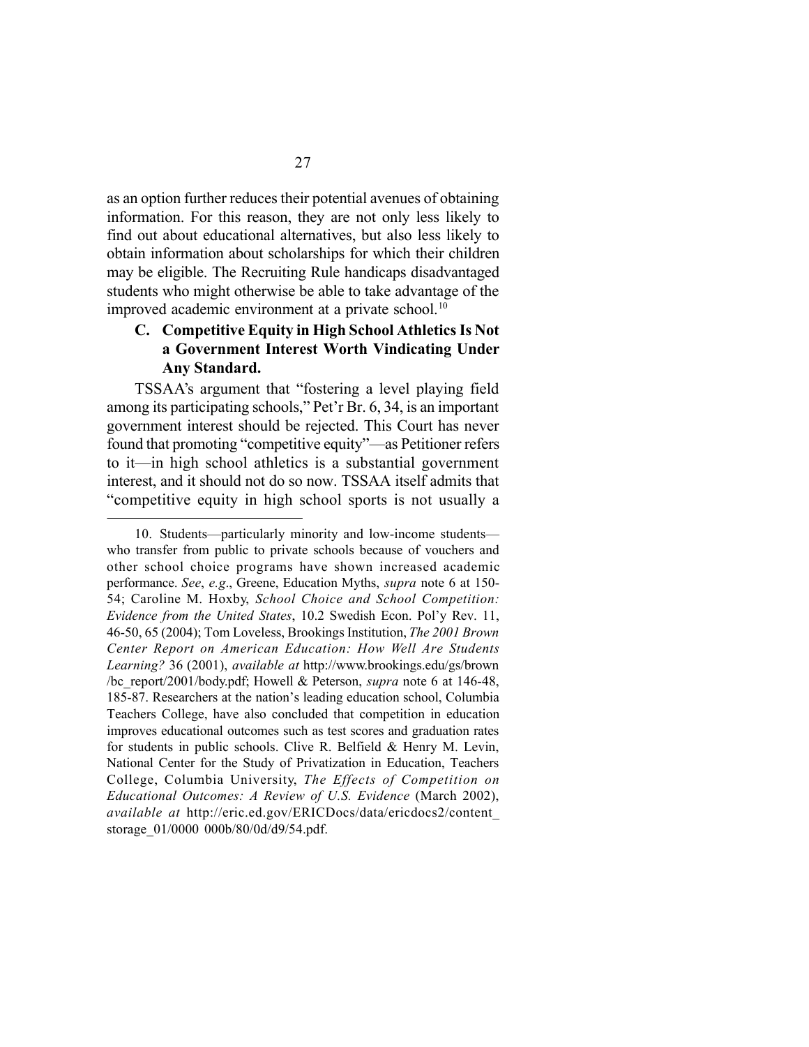as an option further reduces their potential avenues of obtaining information. For this reason, they are not only less likely to find out about educational alternatives, but also less likely to obtain information about scholarships for which their children may be eligible. The Recruiting Rule handicaps disadvantaged students who might otherwise be able to take advantage of the improved academic environment at a private school.[10]

### C. Competitive Equity in High School Athletics Is Not a Government Interest Worth Vindicating Under Any Standard.

TSSAA's argument that "fostering a level playing field among its participating schools," Pet'r Br. 6, 34, is an important government interest should be rejected. This Court has never found that promoting "competitive equity"—as Petitioner refers to it—in high school athletics is a substantial government interest, and it should not do so now. TSSAA itself admits that "competitive equity in high school sports is not usually a

---

10. Students—particularly minority and low-income students—who transfer from public to private schools because of vouchers and other school choice programs have shown increased academic performance. *See*, *e.g*., Greene, Education Myths, *supra* note 6 at 150-54; Caroline M. Hoxby, *School Choice and School Competition: Evidence from the United States*, 10.2 Swedish Econ. Pol'y Rev. 11, 46-50, 65 (2004); Tom Loveless, Brookings Institution, *The 2001 Brown Center Report on American Education: How Well Are Students Learning?* 36 (2001), *available at* http://www.brookings.edu/gs/brown/bc_report/2001/body.pdf; Howell & Peterson, *supra* note 6 at 146-48, 185-87. Researchers at the nation's leading education school, Columbia Teachers College, have also concluded that competition in education improves educational outcomes such as test scores and graduation rates for students in public schools. Clive R. Belfield & Henry M. Levin, National Center for the Study of Privatization in Education, Teachers College, Columbia University, *The Effects of Competition on Educational Outcomes: A Review of U.S. Evidence* (March 2002), *available at* http://eric.ed.gov/ERICDocs/data/ericdocs2/content_storage_01/0000 000b/80/0d/d9/54.pdf.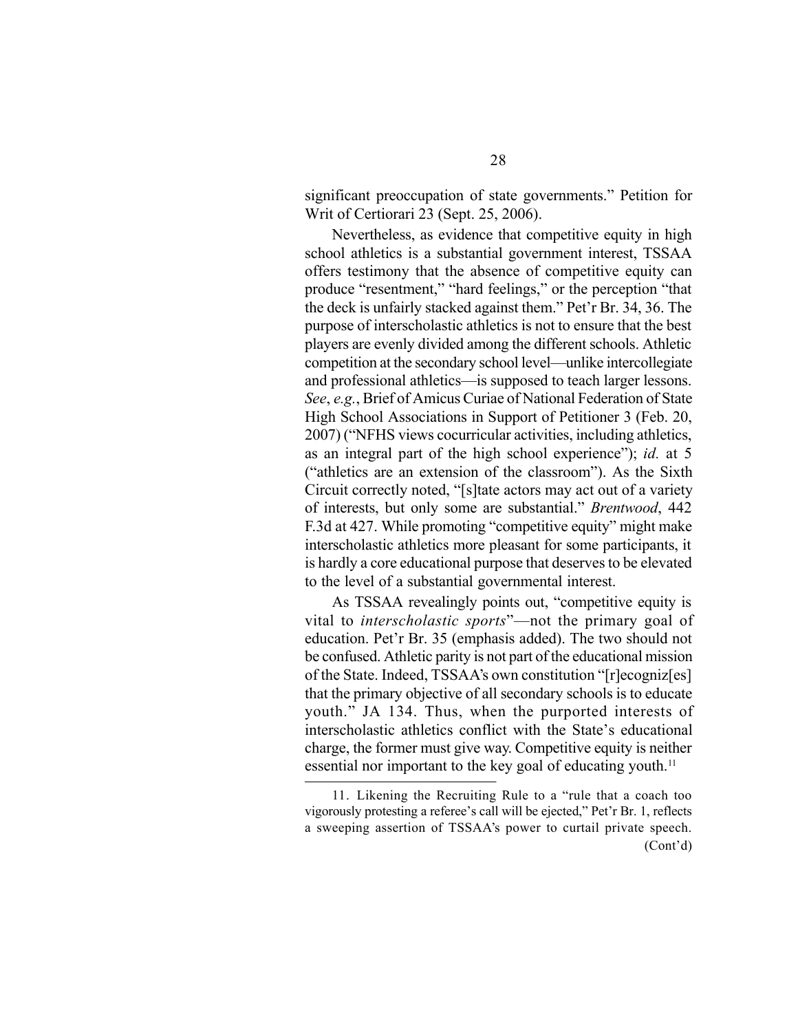significant preoccupation of state governments." Petition for Writ of Certiorari 23 (Sept. 25, 2006).

Nevertheless, as evidence that competitive equity in high school athletics is a substantial government interest, TSSAA offers testimony that the absence of competitive equity can produce "resentment," "hard feelings," or the perception "that the deck is unfairly stacked against them." Pet'r Br. 34, 36. The purpose of interscholastic athletics is not to ensure that the best players are evenly divided among the different schools. Athletic competition at the secondary school level—unlike intercollegiate and professional athletics—is supposed to teach larger lessons. *See*, *e.g.*, Brief of Amicus Curiae of National Federation of State High School Associations in Support of Petitioner 3 (Feb. 20, 2007) ("NFHS views cocurricular activities, including athletics, as an integral part of the high school experience"); *id.* at 5 ("athletics are an extension of the classroom"). As the Sixth Circuit correctly noted, "[s]tate actors may act out of a variety of interests, but only some are substantial." *Brentwood*, 442 F.3d at 427. While promoting "competitive equity" might make interscholastic athletics more pleasant for some participants, it is hardly a core educational purpose that deserves to be elevated to the level of a substantial governmental interest.

As TSSAA revealingly points out, "competitive equity is vital to *interscholastic sports*"—not the primary goal of education. Pet'r Br. 35 (emphasis added). The two should not be confused. Athletic parity is not part of the educational mission of the State. Indeed, TSSAA's own constitution "[r]ecogniz[es] that the primary objective of all secondary schools is to educate youth." JA 134. Thus, when the purported interests of interscholastic athletics conflict with the State's educational charge, the former must give way. Competitive equity is neither essential nor important to the key goal of educating youth.[11]

---

11. Likening the Recruiting Rule to a "rule that a coach too vigorously protesting a referee's call will be ejected," Pet'r Br. 1, reflects a sweeping assertion of TSSAA's power to curtail private speech.

(Cont'd)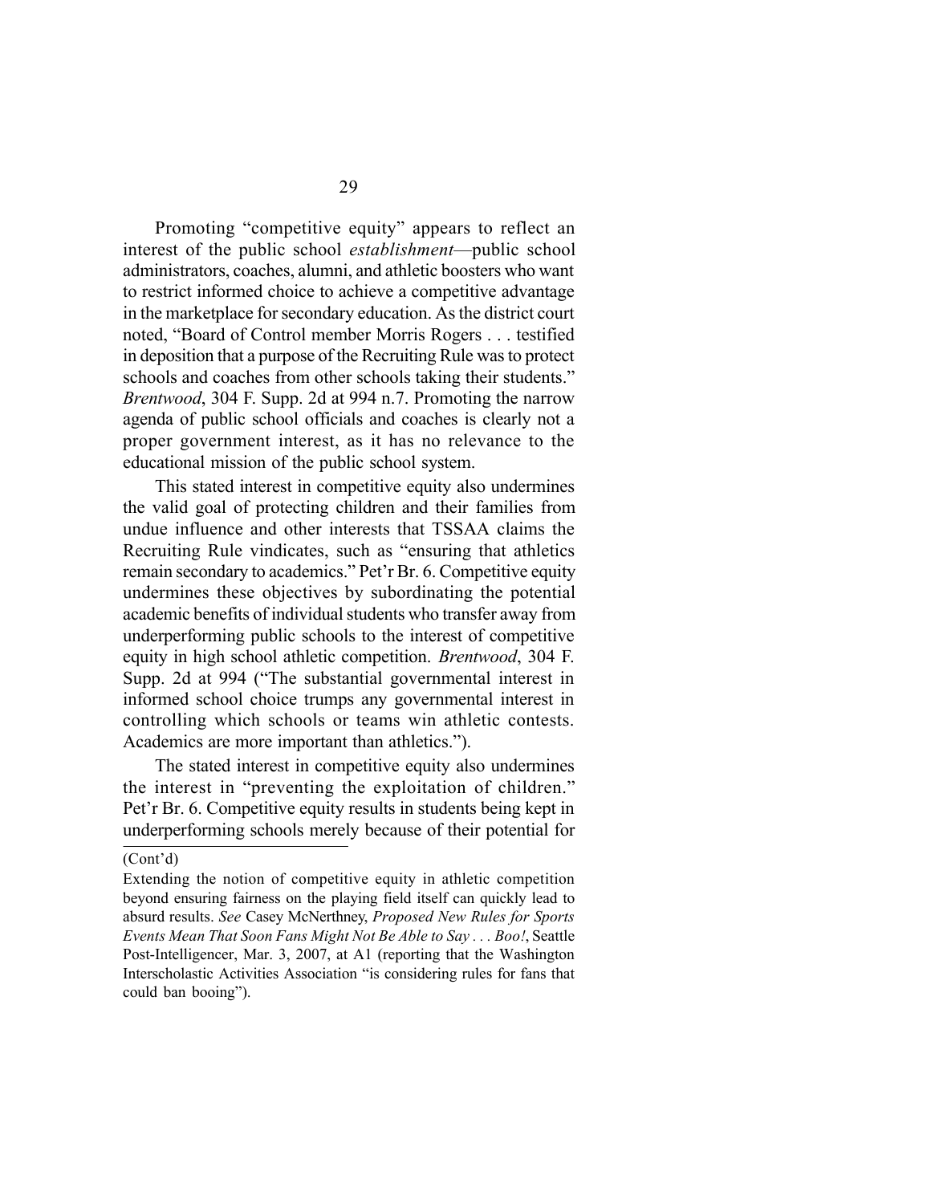Promoting "competitive equity" appears to reflect an interest of the public school *establishment*—public school administrators, coaches, alumni, and athletic boosters who want to restrict informed choice to achieve a competitive advantage in the marketplace for secondary education. As the district court noted, "Board of Control member Morris Rogers . . . testified in deposition that a purpose of the Recruiting Rule was to protect schools and coaches from other schools taking their students." *Brentwood*, 304 F. Supp. 2d at 994 n.7. Promoting the narrow agenda of public school officials and coaches is clearly not a proper government interest, as it has no relevance to the educational mission of the public school system.

This stated interest in competitive equity also undermines the valid goal of protecting children and their families from undue influence and other interests that TSSAA claims the Recruiting Rule vindicates, such as "ensuring that athletics remain secondary to academics." Pet'r Br. 6. Competitive equity undermines these objectives by subordinating the potential academic benefits of individual students who transfer away from underperforming public schools to the interest of competitive equity in high school athletic competition. *Brentwood*, 304 F. Supp. 2d at 994 ("The substantial governmental interest in informed school choice trumps any governmental interest in controlling which schools or teams win athletic contests. Academics are more important than athletics.").

The stated interest in competitive equity also undermines the interest in "preventing the exploitation of children." Pet'r Br. 6. Competitive equity results in students being kept in underperforming schools merely because of their potential for

(Cont'd)

Extending the notion of competitive equity in athletic competition beyond ensuring fairness on the playing field itself can quickly lead to absurd results. *See* Casey McNerthney, *Proposed New Rules for Sports Events Mean That Soon Fans Might Not Be Able to Say . . . Boo!*, Seattle Post-Intelligencer, Mar. 3, 2007, at A1 (reporting that the Washington Interscholastic Activities Association "is considering rules for fans that could ban booing").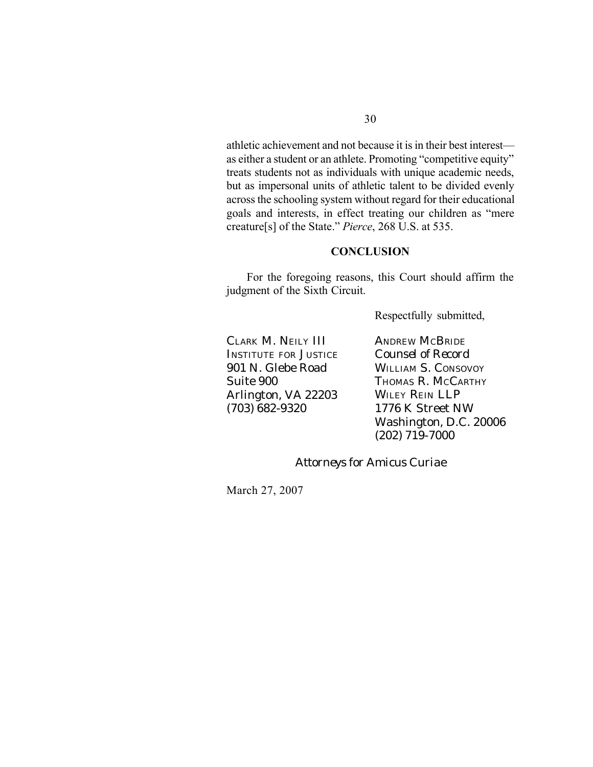athletic achievement and not because it is in their best interest—as either a student or an athlete. Promoting "competitive equity" treats students not as individuals with unique academic needs, but as impersonal units of athletic talent to be divided evenly across the schooling system without regard for their educational goals and interests, in effect treating our children as "mere creature[s] of the State." *Pierce*, 268 U.S. at 535.

## CONCLUSION

For the foregoing reasons, this Court should affirm the judgment of the Sixth Circuit.

Respectfully submitted,

CLARK M. NEILY III
INSTITUTE FOR JUSTICE
901 N. Glebe Road
Suite 900
Arlington, VA 22203
(703) 682-9320

ANDREW MCBRIDE
*Counsel of Record*
WILLIAM S. CONSOVOY
THOMAS R. MCCARTHY
WILEY REIN LLP
1776 K Street NW
Washington, D.C. 20006
(202) 719-7000

*Attorneys for Amicus Curiae*

March 27, 2007